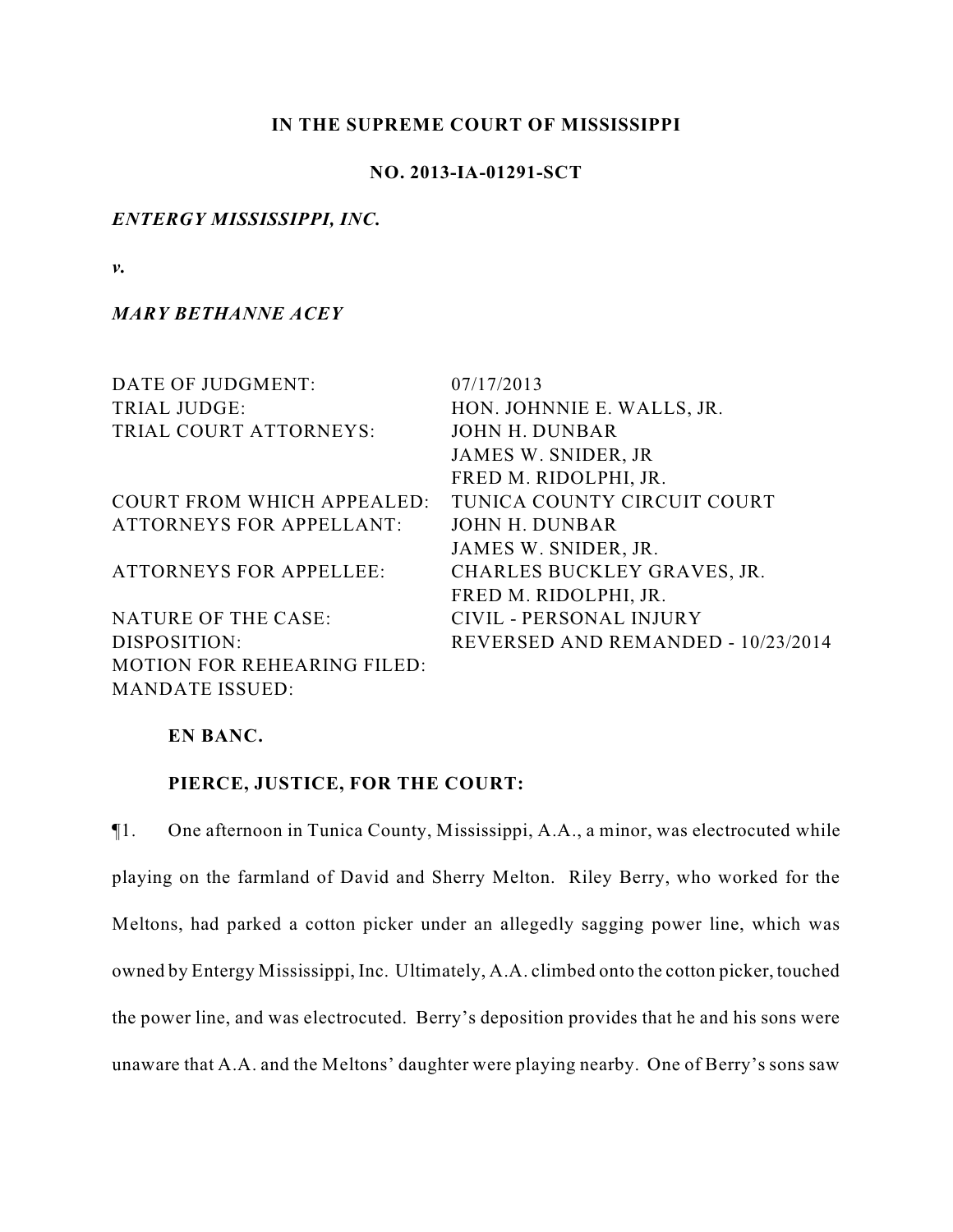**IN THE SUPREME COURT OF MISSISSIPPI**

**NO. 2013-IA-01291-SCT**

***ENTERGY MISSISSIPPI, INC.***

***v.***

***MARY BETHANNE ACEY***

| | |
|---|---|
| DATE OF JUDGMENT: | 07/17/2013 |
| TRIAL JUDGE: | HON. JOHNNIE E. WALLS, JR. |
| TRIAL COURT ATTORNEYS: | JOHN H. DUNBAR |
| | JAMES W. SNIDER, JR |
| | FRED M. RIDOLPHI, JR. |
| COURT FROM WHICH APPEALED: | TUNICA COUNTY CIRCUIT COURT |
| ATTORNEYS FOR APPELLANT: | JOHN H. DUNBAR |
| | JAMES W. SNIDER, JR. |
| ATTORNEYS FOR APPELLEE: | CHARLES BUCKLEY GRAVES, JR. |
| | FRED M. RIDOLPHI, JR. |
| NATURE OF THE CASE: | CIVIL - PERSONAL INJURY |
| DISPOSITION: | REVERSED AND REMANDED - 10/23/2014 |
| MOTION FOR REHEARING FILED: | |
| MANDATE ISSUED: | |

**EN BANC.**

**PIERCE, JUSTICE, FOR THE COURT:**

¶1. One afternoon in Tunica County, Mississippi, A.A., a minor, was electrocuted while playing on the farmland of David and Sherry Melton. Riley Berry, who worked for the Meltons, had parked a cotton picker under an allegedly sagging power line, which was owned by Entergy Mississippi, Inc. Ultimately, A.A. climbed onto the cotton picker, touched the power line, and was electrocuted. Berry's deposition provides that he and his sons were unaware that A.A. and the Meltons' daughter were playing nearby. One of Berry's sons saw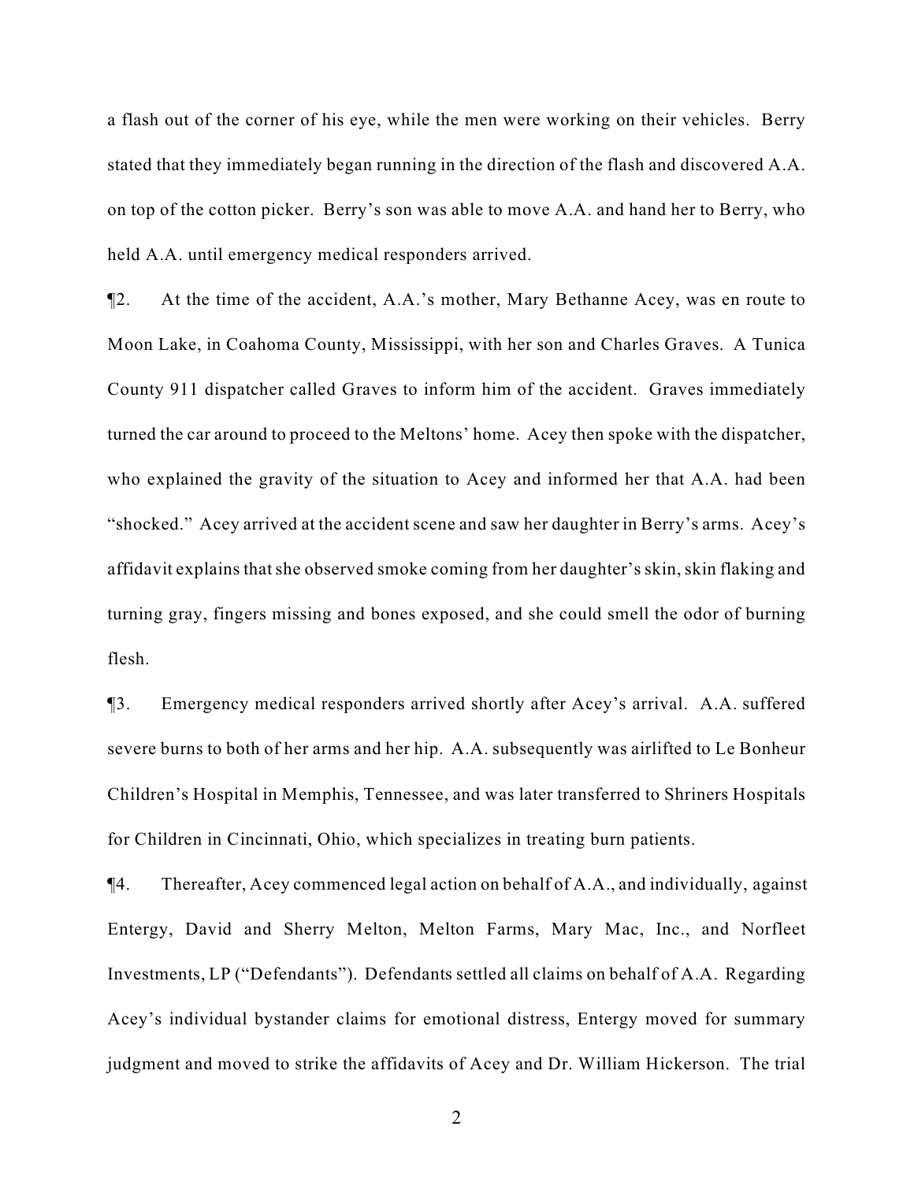a flash out of the corner of his eye, while the men were working on their vehicles. Berry stated that they immediately began running in the direction of the flash and discovered A.A. on top of the cotton picker. Berry's son was able to move A.A. and hand her to Berry, who held A.A. until emergency medical responders arrived.

¶2. At the time of the accident, A.A.'s mother, Mary Bethanne Acey, was en route to Moon Lake, in Coahoma County, Mississippi, with her son and Charles Graves. A Tunica County 911 dispatcher called Graves to inform him of the accident. Graves immediately turned the car around to proceed to the Meltons' home. Acey then spoke with the dispatcher, who explained the gravity of the situation to Acey and informed her that A.A. had been "shocked." Acey arrived at the accident scene and saw her daughter in Berry's arms. Acey's affidavit explains that she observed smoke coming from her daughter's skin, skin flaking and turning gray, fingers missing and bones exposed, and she could smell the odor of burning flesh.

¶3. Emergency medical responders arrived shortly after Acey's arrival. A.A. suffered severe burns to both of her arms and her hip. A.A. subsequently was airlifted to Le Bonheur Children's Hospital in Memphis, Tennessee, and was later transferred to Shriners Hospitals for Children in Cincinnati, Ohio, which specializes in treating burn patients.

¶4. Thereafter, Acey commenced legal action on behalf of A.A., and individually, against Entergy, David and Sherry Melton, Melton Farms, Mary Mac, Inc., and Norfleet Investments, LP ("Defendants"). Defendants settled all claims on behalf of A.A. Regarding Acey's individual bystander claims for emotional distress, Entergy moved for summary judgment and moved to strike the affidavits of Acey and Dr. William Hickerson. The trial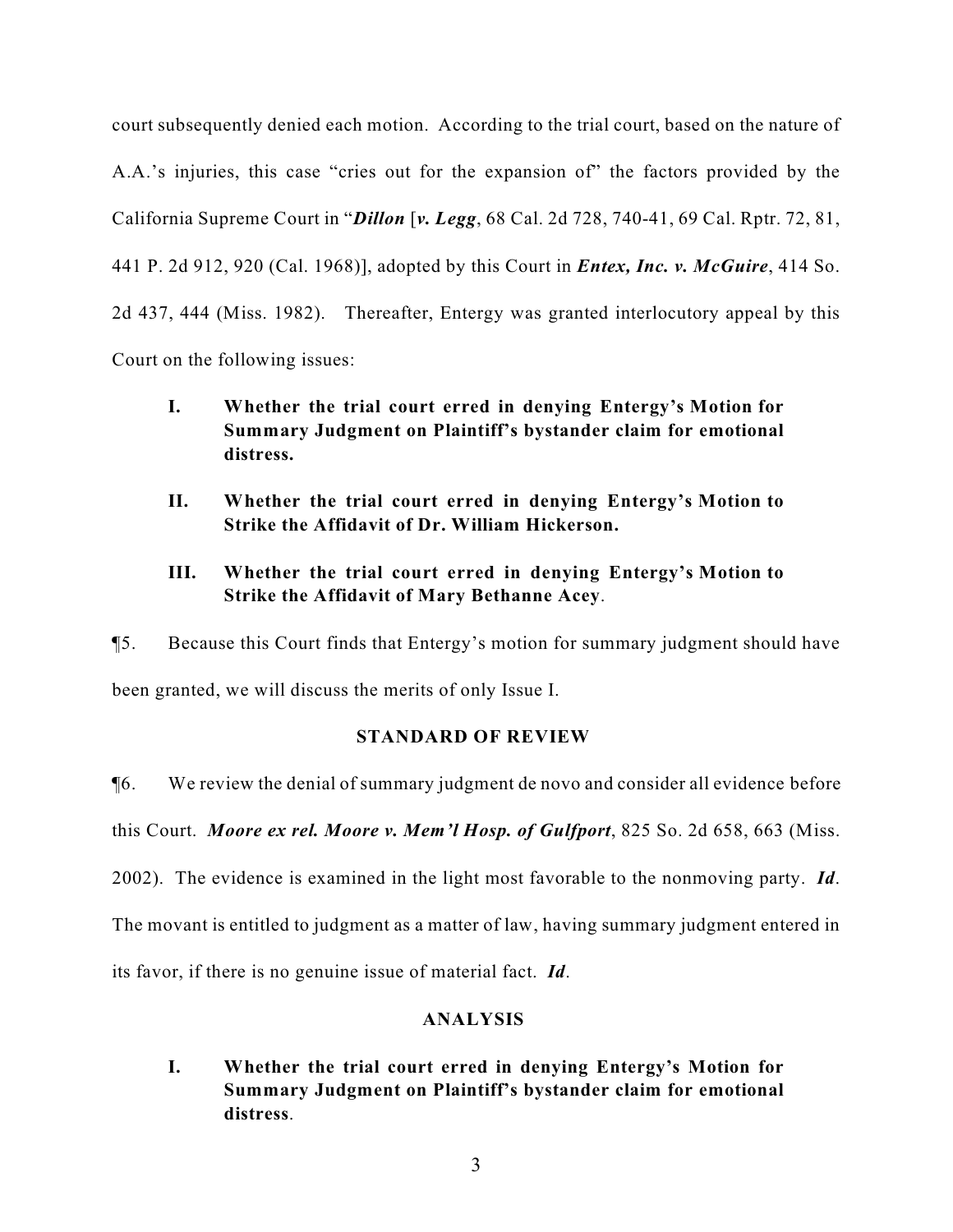court subsequently denied each motion. According to the trial court, based on the nature of A.A.'s injuries, this case "cries out for the expansion of" the factors provided by the California Supreme Court in "***Dillon*** [***v. Legg***, 68 Cal. 2d 728, 740-41, 69 Cal. Rptr. 72, 81, 441 P. 2d 912, 920 (Cal. 1968)], adopted by this Court in ***Entex, Inc. v. McGuire***, 414 So. 2d 437, 444 (Miss. 1982). Thereafter, Entergy was granted interlocutory appeal by this Court on the following issues:

> **I. Whether the trial court erred in denying Entergy's Motion for Summary Judgment on Plaintiff's bystander claim for emotional distress.**
>
> **II. Whether the trial court erred in denying Entergy's Motion to Strike the Affidavit of Dr. William Hickerson.**
>
> **III. Whether the trial court erred in denying Entergy's Motion to Strike the Affidavit of Mary Bethanne Acey.**

¶5. Because this Court finds that Entergy's motion for summary judgment should have been granted, we will discuss the merits of only Issue I.

## STANDARD OF REVIEW

¶6. We review the denial of summary judgment de novo and consider all evidence before this Court. ***Moore ex rel. Moore v. Mem'l Hosp. of Gulfport***, 825 So. 2d 658, 663 (Miss. 2002). The evidence is examined in the light most favorable to the nonmoving party. ***Id***. The movant is entitled to judgment as a matter of law, having summary judgment entered in its favor, if there is no genuine issue of material fact. ***Id***.

## ANALYSIS

> **I. Whether the trial court erred in denying Entergy's Motion for Summary Judgment on Plaintiff's bystander claim for emotional distress.**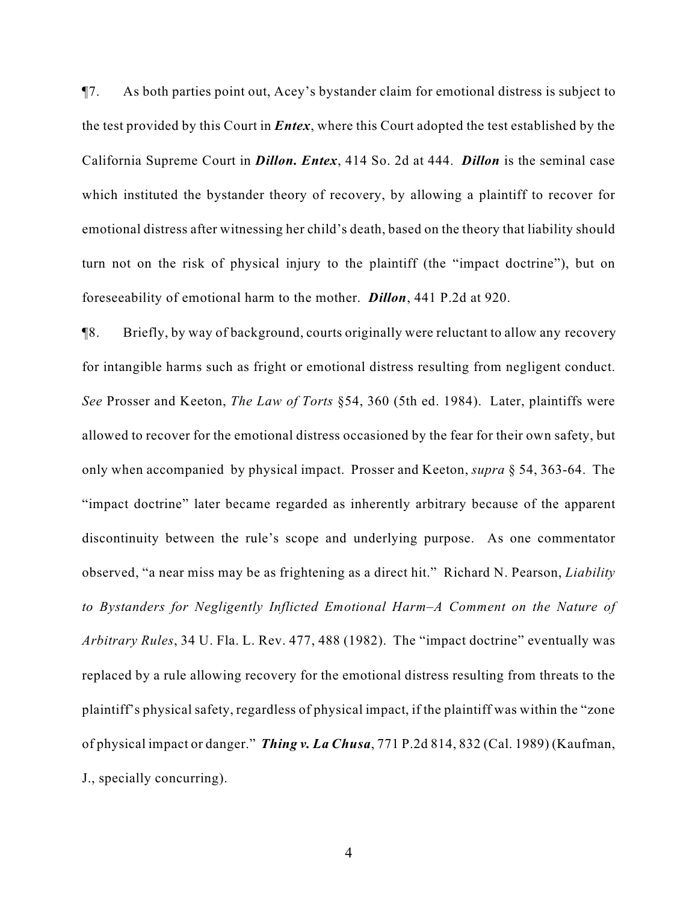¶7. As both parties point out, Acey's bystander claim for emotional distress is subject to the test provided by this Court in ***Entex***, where this Court adopted the test established by the California Supreme Court in ***Dillon***. ***Entex***, 414 So. 2d at 444. ***Dillon*** is the seminal case which instituted the bystander theory of recovery, by allowing a plaintiff to recover for emotional distress after witnessing her child's death, based on the theory that liability should turn not on the risk of physical injury to the plaintiff (the "impact doctrine"), but on foreseeability of emotional harm to the mother. ***Dillon***, 441 P.2d at 920.

¶8. Briefly, by way of background, courts originally were reluctant to allow any recovery for intangible harms such as fright or emotional distress resulting from negligent conduct. *See* Prosser and Keeton, *The Law of Torts* §54, 360 (5th ed. 1984). Later, plaintiffs were allowed to recover for the emotional distress occasioned by the fear for their own safety, but only when accompanied by physical impact. Prosser and Keeton, *supra* § 54, 363-64. The "impact doctrine" later became regarded as inherently arbitrary because of the apparent discontinuity between the rule's scope and underlying purpose. As one commentator observed, "a near miss may be as frightening as a direct hit." Richard N. Pearson, *Liability to Bystanders for Negligently Inflicted Emotional Harm–A Comment on the Nature of Arbitrary Rules*, 34 U. Fla. L. Rev. 477, 488 (1982). The "impact doctrine" eventually was replaced by a rule allowing recovery for the emotional distress resulting from threats to the plaintiff's physical safety, regardless of physical impact, if the plaintiff was within the "zone of physical impact or danger." ***Thing v. La Chusa***, 771 P.2d 814, 832 (Cal. 1989) (Kaufman, J., specially concurring).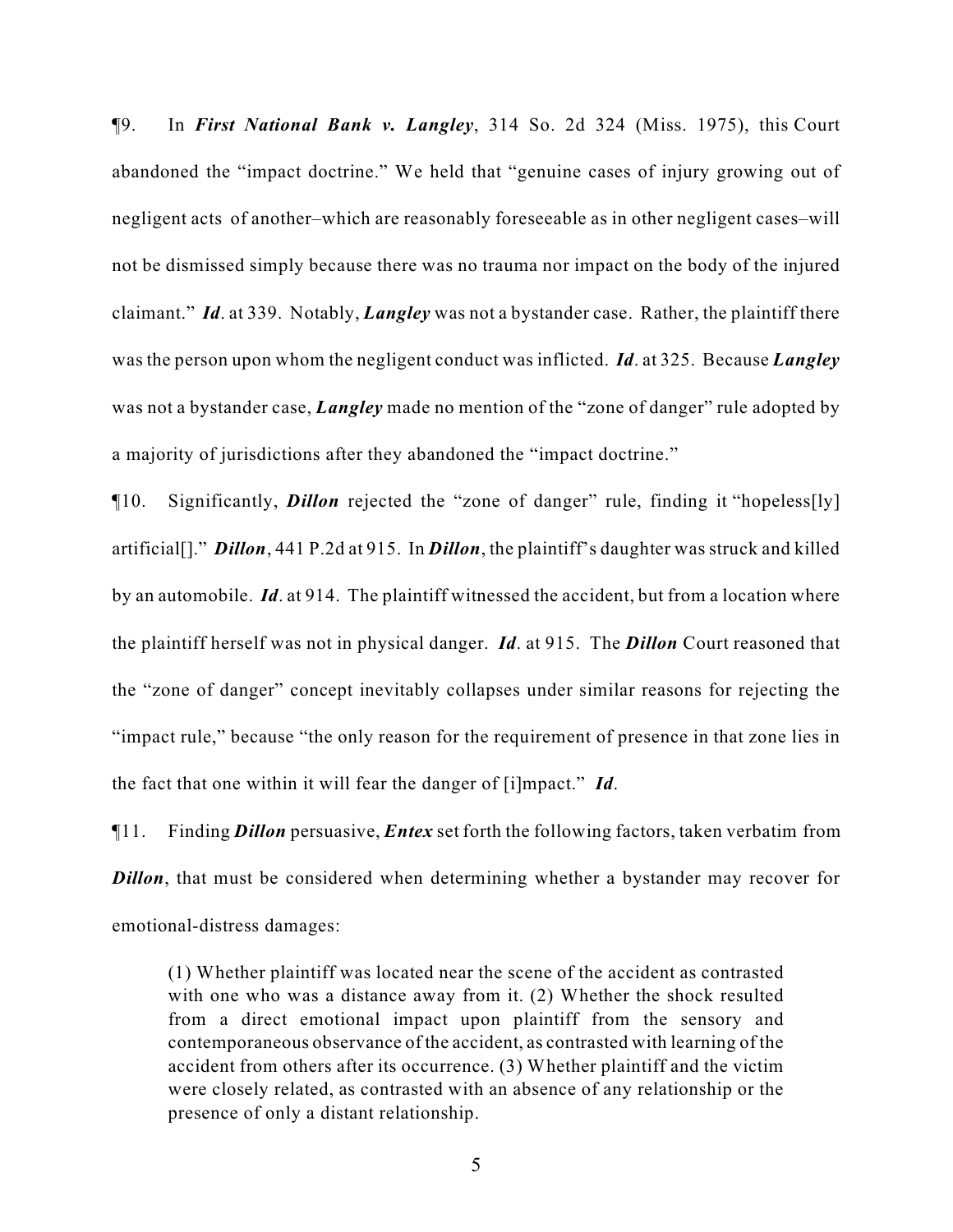¶9. In ***First National Bank v. Langley***, 314 So. 2d 324 (Miss. 1975), this Court abandoned the "impact doctrine." We held that "genuine cases of injury growing out of negligent acts of another–which are reasonably foreseeable as in other negligent cases–will not be dismissed simply because there was no trauma nor impact on the body of the injured claimant." ***Id***. at 339. Notably, ***Langley*** was not a bystander case. Rather, the plaintiff there was the person upon whom the negligent conduct was inflicted. ***Id***. at 325. Because ***Langley*** was not a bystander case, ***Langley*** made no mention of the "zone of danger" rule adopted by a majority of jurisdictions after they abandoned the "impact doctrine."

¶10. Significantly, ***Dillon*** rejected the "zone of danger" rule, finding it "hopeless[ly] artificial[]." ***Dillon***, 441 P.2d at 915. In ***Dillon***, the plaintiff's daughter was struck and killed by an automobile. ***Id***. at 914. The plaintiff witnessed the accident, but from a location where the plaintiff herself was not in physical danger. ***Id***. at 915. The ***Dillon*** Court reasoned that the "zone of danger" concept inevitably collapses under similar reasons for rejecting the "impact rule," because "the only reason for the requirement of presence in that zone lies in the fact that one within it will fear the danger of [i]mpact." ***Id***.

¶11. Finding ***Dillon*** persuasive, ***Entex*** set forth the following factors, taken verbatim from ***Dillon***, that must be considered when determining whether a bystander may recover for emotional-distress damages:

> (1) Whether plaintiff was located near the scene of the accident as contrasted with one who was a distance away from it. (2) Whether the shock resulted from a direct emotional impact upon plaintiff from the sensory and contemporaneous observance of the accident, as contrasted with learning of the accident from others after its occurrence. (3) Whether plaintiff and the victim were closely related, as contrasted with an absence of any relationship or the presence of only a distant relationship.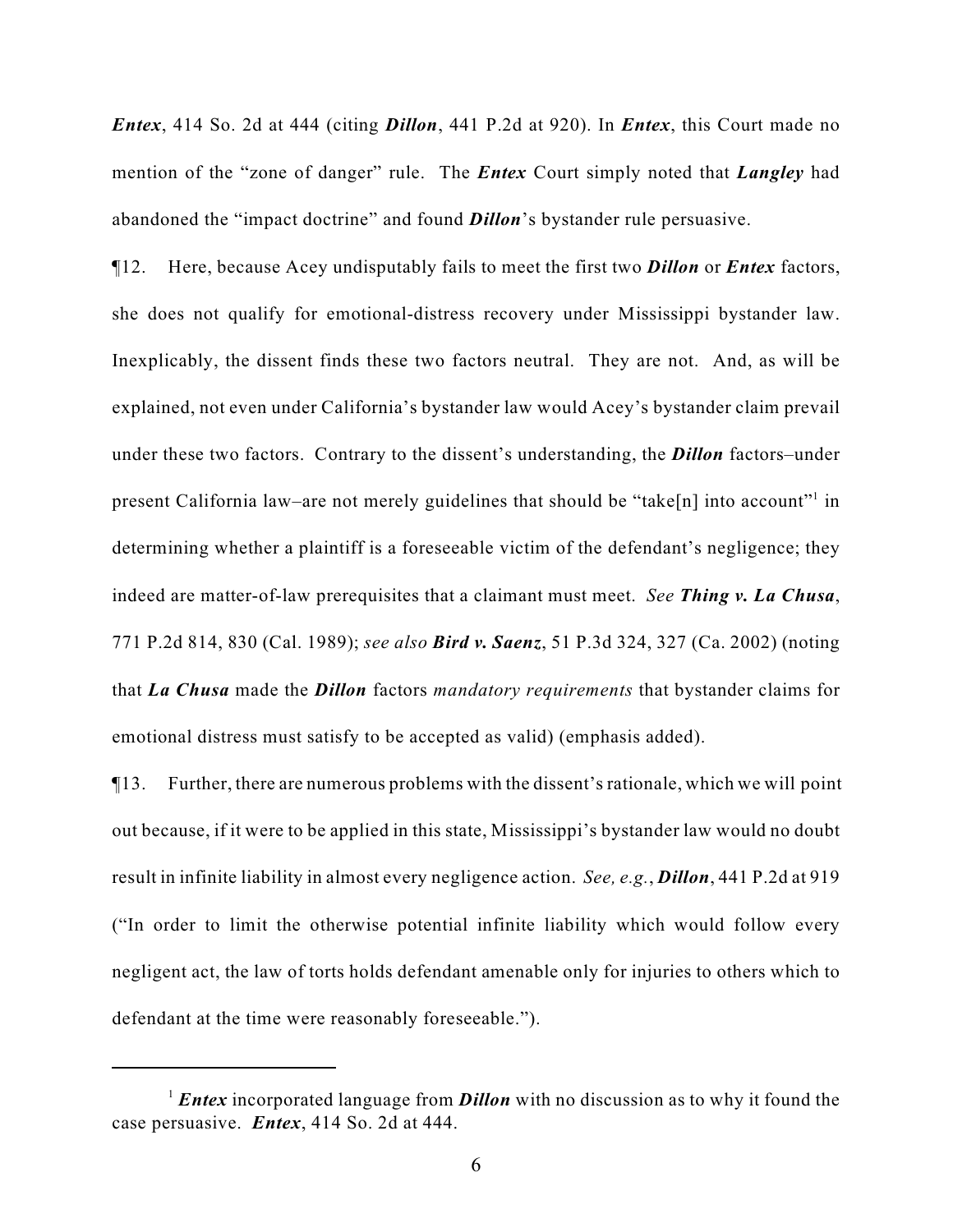***Entex***, 414 So. 2d at 444 (citing ***Dillon***, 441 P.2d at 920). In ***Entex***, this Court made no mention of the "zone of danger" rule. The ***Entex*** Court simply noted that ***Langley*** had abandoned the "impact doctrine" and found ***Dillon***'s bystander rule persuasive.

¶12. Here, because Acey undisputably fails to meet the first two ***Dillon*** or ***Entex*** factors, she does not qualify for emotional-distress recovery under Mississippi bystander law. Inexplicably, the dissent finds these two factors neutral. They are not. And, as will be explained, not even under California's bystander law would Acey's bystander claim prevail under these two factors. Contrary to the dissent's understanding, the ***Dillon*** factors–under present California law–are not merely guidelines that should be "take[n] into account"[1] in determining whether a plaintiff is a foreseeable victim of the defendant's negligence; they indeed are matter-of-law prerequisites that a claimant must meet. *See* ***Thing v. La Chusa***, 771 P.2d 814, 830 (Cal. 1989); *see also* ***Bird v. Saenz***, 51 P.3d 324, 327 (Ca. 2002) (noting that ***La Chusa*** made the ***Dillon*** factors *mandatory requirements* that bystander claims for emotional distress must satisfy to be accepted as valid) (emphasis added).

¶13. Further, there are numerous problems with the dissent's rationale, which we will point out because, if it were to be applied in this state, Mississippi's bystander law would no doubt result in infinite liability in almost every negligence action. *See, e.g.*, ***Dillon***, 441 P.2d at 919 ("In order to limit the otherwise potential infinite liability which would follow every negligent act, the law of torts holds defendant amenable only for injuries to others which to defendant at the time were reasonably foreseeable.").

---

[1] ***Entex*** incorporated language from ***Dillon*** with no discussion as to why it found the case persuasive. ***Entex***, 414 So. 2d at 444.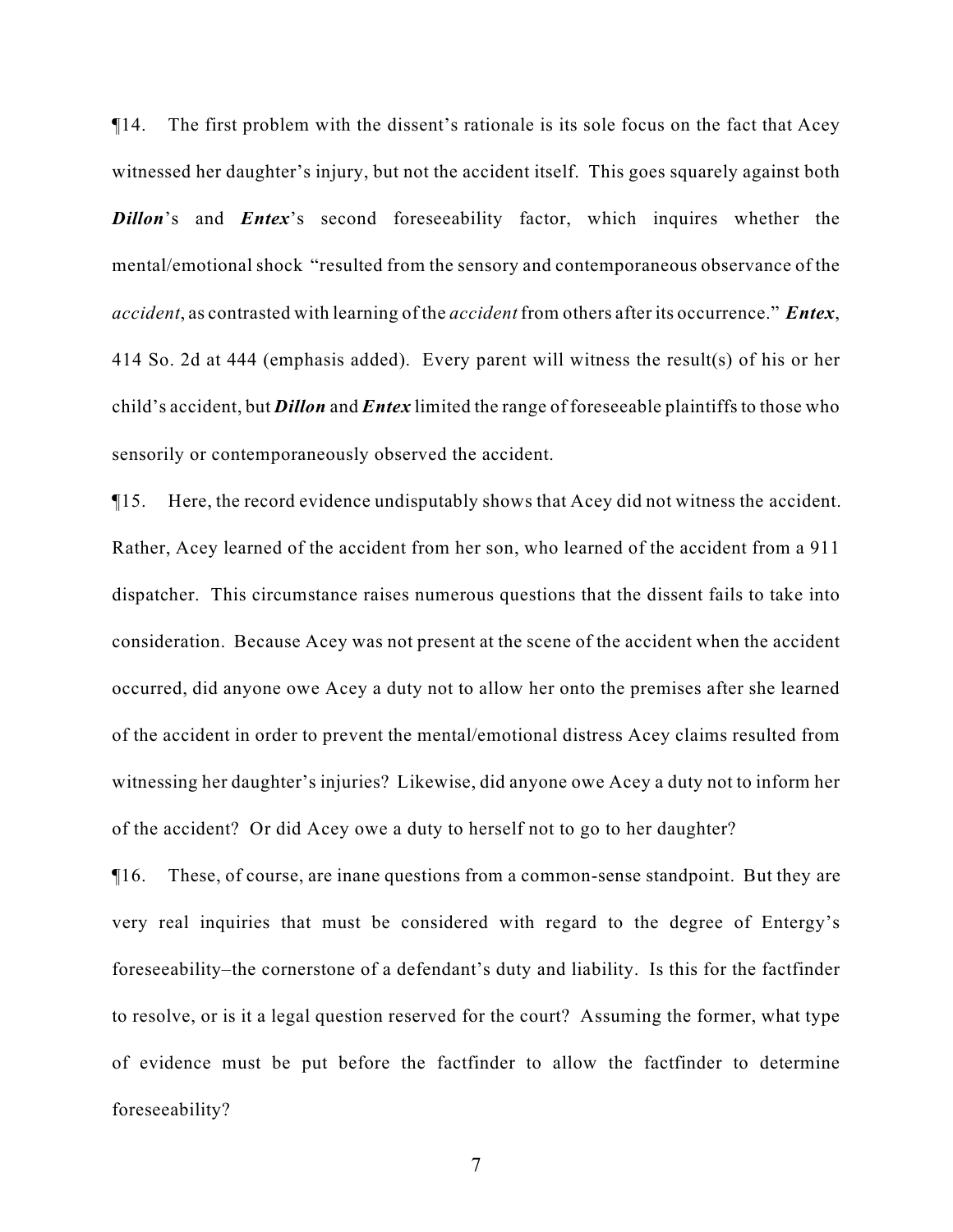¶14. The first problem with the dissent's rationale is its sole focus on the fact that Acey witnessed her daughter's injury, but not the accident itself. This goes squarely against both ***Dillon***'s and ***Entex***'s second foreseeability factor, which inquires whether the mental/emotional shock "resulted from the sensory and contemporaneous observance of the *accident*, as contrasted with learning of the *accident* from others after its occurrence." ***Entex***, 414 So. 2d at 444 (emphasis added). Every parent will witness the result(s) of his or her child's accident, but ***Dillon*** and ***Entex*** limited the range of foreseeable plaintiffs to those who sensorily or contemporaneously observed the accident.

¶15. Here, the record evidence undisputably shows that Acey did not witness the accident. Rather, Acey learned of the accident from her son, who learned of the accident from a 911 dispatcher. This circumstance raises numerous questions that the dissent fails to take into consideration. Because Acey was not present at the scene of the accident when the accident occurred, did anyone owe Acey a duty not to allow her onto the premises after she learned of the accident in order to prevent the mental/emotional distress Acey claims resulted from witnessing her daughter's injuries? Likewise, did anyone owe Acey a duty not to inform her of the accident? Or did Acey owe a duty to herself not to go to her daughter?

¶16. These, of course, are inane questions from a common-sense standpoint. But they are very real inquiries that must be considered with regard to the degree of Entergy's foreseeability–the cornerstone of a defendant's duty and liability. Is this for the factfinder to resolve, or is it a legal question reserved for the court? Assuming the former, what type of evidence must be put before the factfinder to allow the factfinder to determine foreseeability?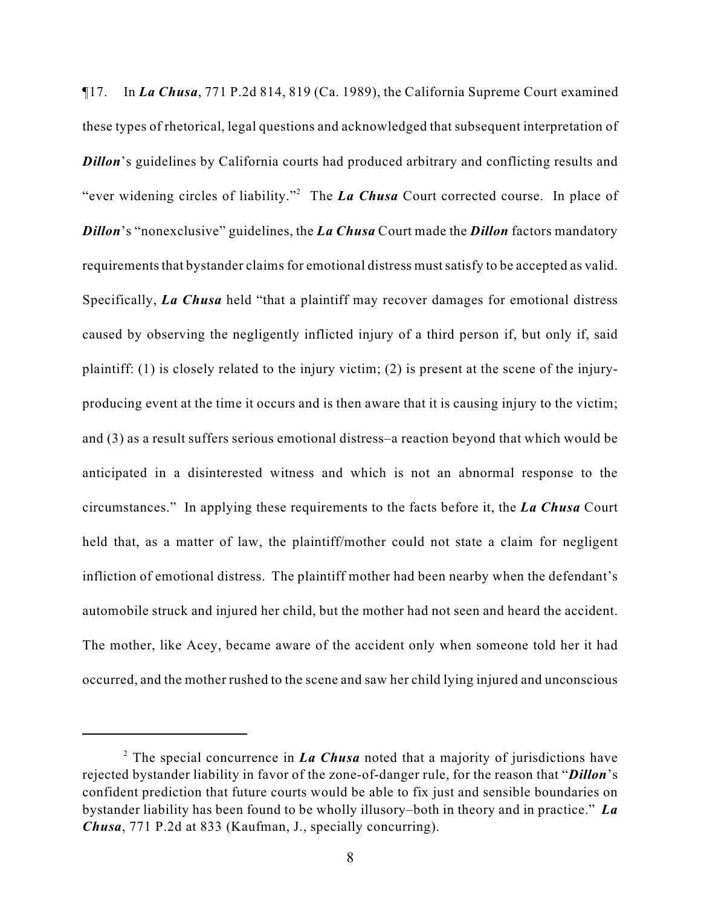¶17. In ***La Chusa***, 771 P.2d 814, 819 (Ca. 1989), the California Supreme Court examined these types of rhetorical, legal questions and acknowledged that subsequent interpretation of ***Dillon***'s guidelines by California courts had produced arbitrary and conflicting results and "ever widening circles of liability."[2] The ***La Chusa*** Court corrected course. In place of ***Dillon***'s "nonexclusive" guidelines, the ***La Chusa*** Court made the ***Dillon*** factors mandatory requirements that bystander claims for emotional distress must satisfy to be accepted as valid. Specifically, ***La Chusa*** held "that a plaintiff may recover damages for emotional distress caused by observing the negligently inflicted injury of a third person if, but only if, said plaintiff: (1) is closely related to the injury victim; (2) is present at the scene of the injury-producing event at the time it occurs and is then aware that it is causing injury to the victim; and (3) as a result suffers serious emotional distress–a reaction beyond that which would be anticipated in a disinterested witness and which is not an abnormal response to the circumstances." In applying these requirements to the facts before it, the ***La Chusa*** Court held that, as a matter of law, the plaintiff/mother could not state a claim for negligent infliction of emotional distress. The plaintiff mother had been nearby when the defendant's automobile struck and injured her child, but the mother had not seen and heard the accident. The mother, like Acey, became aware of the accident only when someone told her it had occurred, and the mother rushed to the scene and saw her child lying injured and unconscious

---

[2] The special concurrence in ***La Chusa*** noted that a majority of jurisdictions have rejected bystander liability in favor of the zone-of-danger rule, for the reason that "***Dillon***'s confident prediction that future courts would be able to fix just and sensible boundaries on bystander liability has been found to be wholly illusory–both in theory and in practice." ***La Chusa***, 771 P.2d at 833 (Kaufman, J., specially concurring).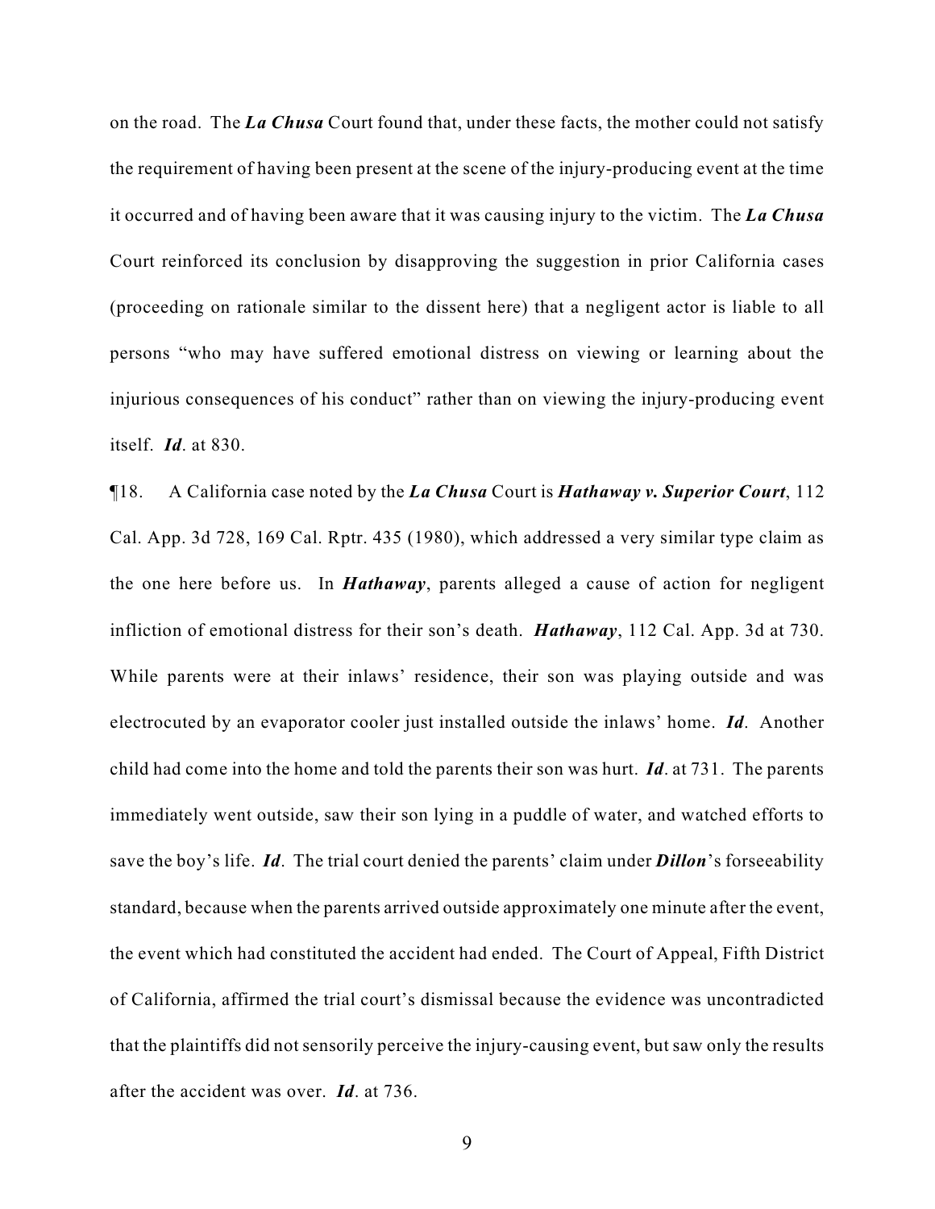on the road. The ***La Chusa*** Court found that, under these facts, the mother could not satisfy the requirement of having been present at the scene of the injury-producing event at the time it occurred and of having been aware that it was causing injury to the victim. The ***La Chusa*** Court reinforced its conclusion by disapproving the suggestion in prior California cases (proceeding on rationale similar to the dissent here) that a negligent actor is liable to all persons "who may have suffered emotional distress on viewing or learning about the injurious consequences of his conduct" rather than on viewing the injury-producing event itself. ***Id***. at 830.

¶18. A California case noted by the ***La Chusa*** Court is ***Hathaway v. Superior Court***, 112 Cal. App. 3d 728, 169 Cal. Rptr. 435 (1980), which addressed a very similar type claim as the one here before us. In ***Hathaway***, parents alleged a cause of action for negligent infliction of emotional distress for their son's death. ***Hathaway***, 112 Cal. App. 3d at 730. While parents were at their inlaws' residence, their son was playing outside and was electrocuted by an evaporator cooler just installed outside the inlaws' home. ***Id***. Another child had come into the home and told the parents their son was hurt. ***Id***. at 731. The parents immediately went outside, saw their son lying in a puddle of water, and watched efforts to save the boy's life. ***Id***. The trial court denied the parents' claim under ***Dillon***'s forseeability standard, because when the parents arrived outside approximately one minute after the event, the event which had constituted the accident had ended. The Court of Appeal, Fifth District of California, affirmed the trial court's dismissal because the evidence was uncontradicted that the plaintiffs did not sensorily perceive the injury-causing event, but saw only the results after the accident was over. ***Id***. at 736.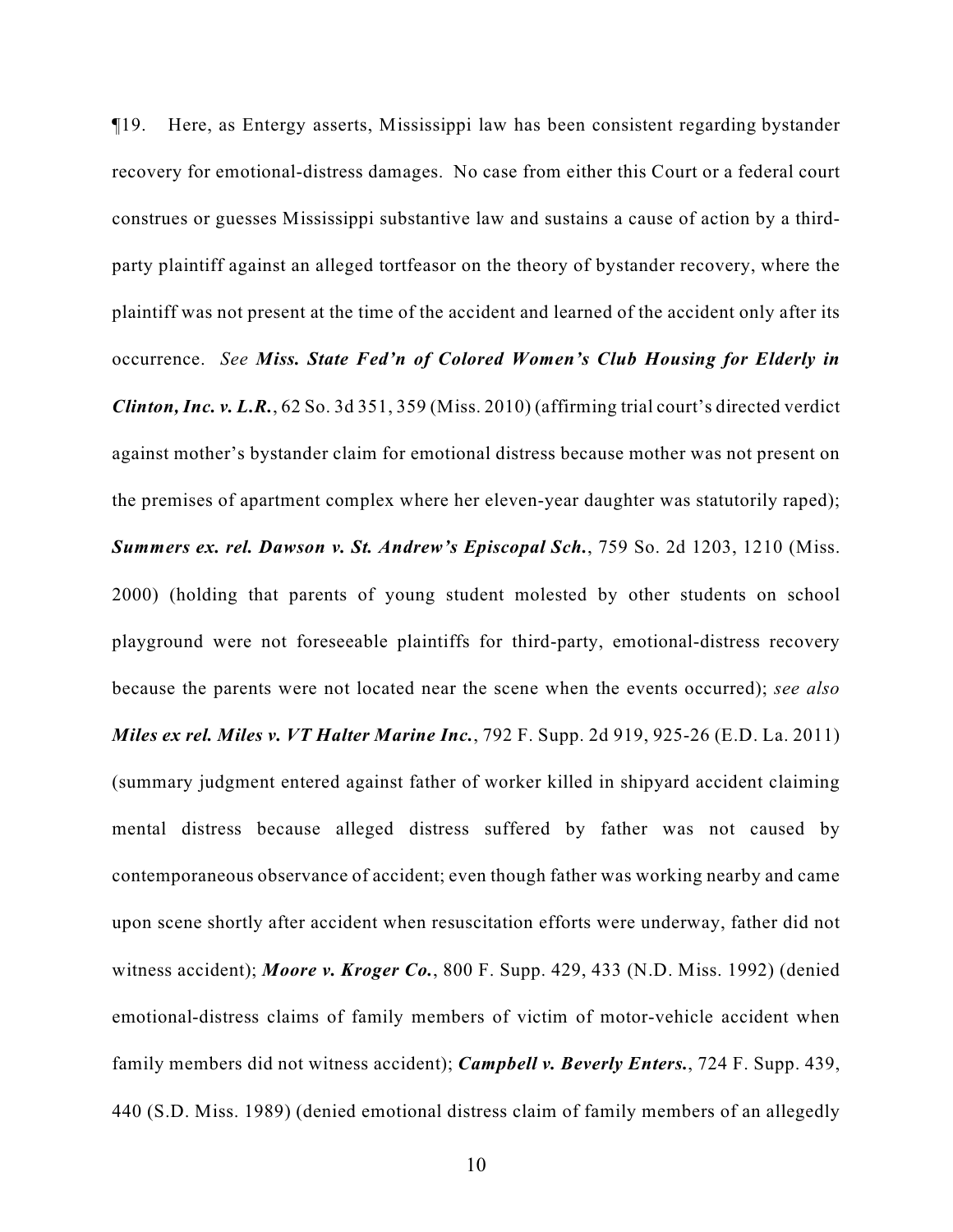¶19. Here, as Entergy asserts, Mississippi law has been consistent regarding bystander recovery for emotional-distress damages. No case from either this Court or a federal court construes or guesses Mississippi substantive law and sustains a cause of action by a third-party plaintiff against an alleged tortfeasor on the theory of bystander recovery, where the plaintiff was not present at the time of the accident and learned of the accident only after its occurrence. *See* ***Miss. State Fed'n of Colored Women's Club Housing for Elderly in Clinton, Inc. v. L.R.***, 62 So. 3d 351, 359 (Miss. 2010) (affirming trial court's directed verdict against mother's bystander claim for emotional distress because mother was not present on the premises of apartment complex where her eleven-year daughter was statutorily raped); ***Summers ex. rel. Dawson v. St. Andrew's Episcopal Sch.***, 759 So. 2d 1203, 1210 (Miss. 2000) (holding that parents of young student molested by other students on school playground were not foreseeable plaintiffs for third-party, emotional-distress recovery because the parents were not located near the scene when the events occurred); *see also* ***Miles ex rel. Miles v. VT Halter Marine Inc.***, 792 F. Supp. 2d 919, 925-26 (E.D. La. 2011) (summary judgment entered against father of worker killed in shipyard accident claiming mental distress because alleged distress suffered by father was not caused by contemporaneous observance of accident; even though father was working nearby and came upon scene shortly after accident when resuscitation efforts were underway, father did not witness accident); ***Moore v. Kroger Co.***, 800 F. Supp. 429, 433 (N.D. Miss. 1992) (denied emotional-distress claims of family members of victim of motor-vehicle accident when family members did not witness accident); ***Campbell v. Beverly Enters.***, 724 F. Supp. 439, 440 (S.D. Miss. 1989) (denied emotional distress claim of family members of an allegedly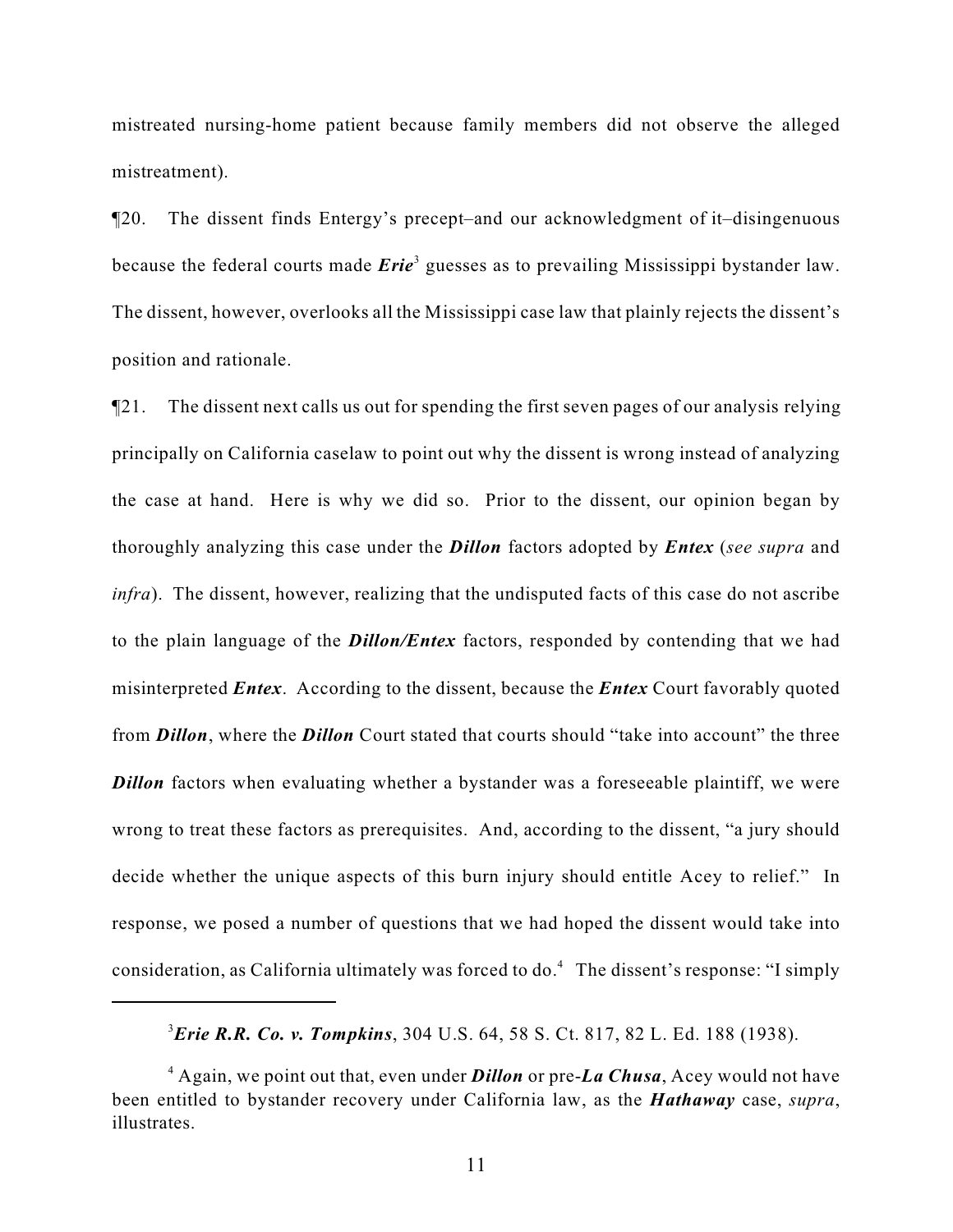mistreated nursing-home patient because family members did not observe the alleged mistreatment).

¶20. The dissent finds Entergy's precept–and our acknowledgment of it–disingenuous because the federal courts made ***Erie***[3] guesses as to prevailing Mississippi bystander law. The dissent, however, overlooks all the Mississippi case law that plainly rejects the dissent's position and rationale.

¶21. The dissent next calls us out for spending the first seven pages of our analysis relying principally on California caselaw to point out why the dissent is wrong instead of analyzing the case at hand. Here is why we did so. Prior to the dissent, our opinion began by thoroughly analyzing this case under the ***Dillon*** factors adopted by ***Entex*** (*see supra* and *infra*). The dissent, however, realizing that the undisputed facts of this case do not ascribe to the plain language of the ***Dillon/Entex*** factors, responded by contending that we had misinterpreted ***Entex***. According to the dissent, because the ***Entex*** Court favorably quoted from ***Dillon***, where the ***Dillon*** Court stated that courts should "take into account" the three ***Dillon*** factors when evaluating whether a bystander was a foreseeable plaintiff, we were wrong to treat these factors as prerequisites. And, according to the dissent, "a jury should decide whether the unique aspects of this burn injury should entitle Acey to relief." In response, we posed a number of questions that we had hoped the dissent would take into consideration, as California ultimately was forced to do.[4] The dissent's response: "I simply

---

[3] ***Erie R.R. Co. v. Tompkins***, 304 U.S. 64, 58 S. Ct. 817, 82 L. Ed. 188 (1938).

[4] Again, we point out that, even under ***Dillon*** or pre-***La Chusa***, Acey would not have been entitled to bystander recovery under California law, as the ***Hathaway*** case, *supra*, illustrates.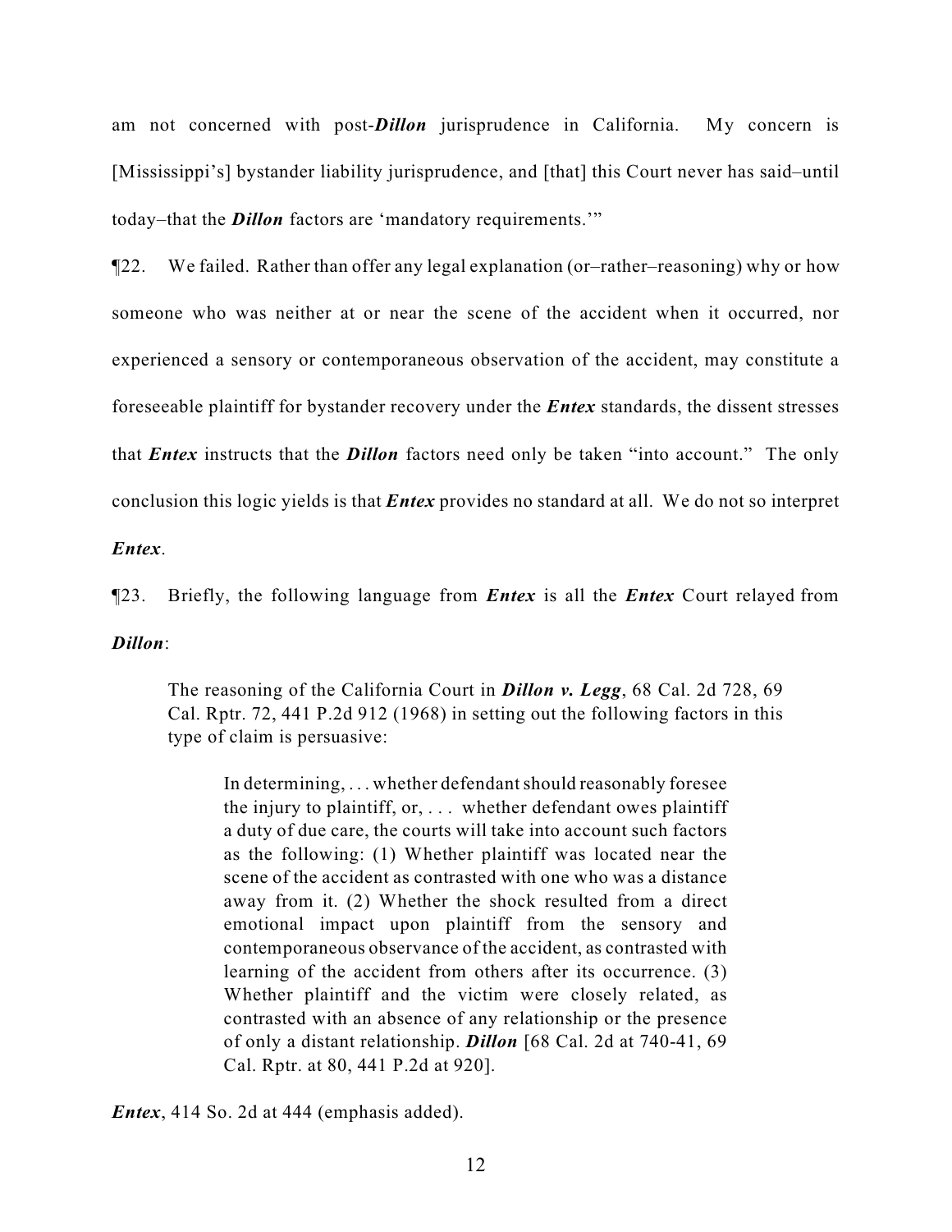am not concerned with post-***Dillon*** jurisprudence in California. My concern is [Mississippi's] bystander liability jurisprudence, and [that] this Court never has said–until today–that the ***Dillon*** factors are 'mandatory requirements.'"

¶22. We failed. Rather than offer any legal explanation (or–rather–reasoning) why or how someone who was neither at or near the scene of the accident when it occurred, nor experienced a sensory or contemporaneous observation of the accident, may constitute a foreseeable plaintiff for bystander recovery under the ***Entex*** standards, the dissent stresses that ***Entex*** instructs that the ***Dillon*** factors need only be taken "into account." The only conclusion this logic yields is that ***Entex*** provides no standard at all. We do not so interpret ***Entex***.

¶23. Briefly, the following language from ***Entex*** is all the ***Entex*** Court relayed from ***Dillon***:

> The reasoning of the California Court in ***Dillon v. Legg***, 68 Cal. 2d 728, 69 Cal. Rptr. 72, 441 P.2d 912 (1968) in setting out the following factors in this type of claim is persuasive:
>
> > In determining, . . . whether defendant should reasonably foresee the injury to plaintiff, or, . . . whether defendant owes plaintiff a duty of due care, the courts will take into account such factors as the following: (1) Whether plaintiff was located near the scene of the accident as contrasted with one who was a distance away from it. (2) Whether the shock resulted from a direct emotional impact upon plaintiff from the sensory and contemporaneous observance of the accident, as contrasted with learning of the accident from others after its occurrence. (3) Whether plaintiff and the victim were closely related, as contrasted with an absence of any relationship or the presence of only a distant relationship. ***Dillon*** [68 Cal. 2d at 740-41, 69 Cal. Rptr. at 80, 441 P.2d at 920].

***Entex***, 414 So. 2d at 444 (emphasis added).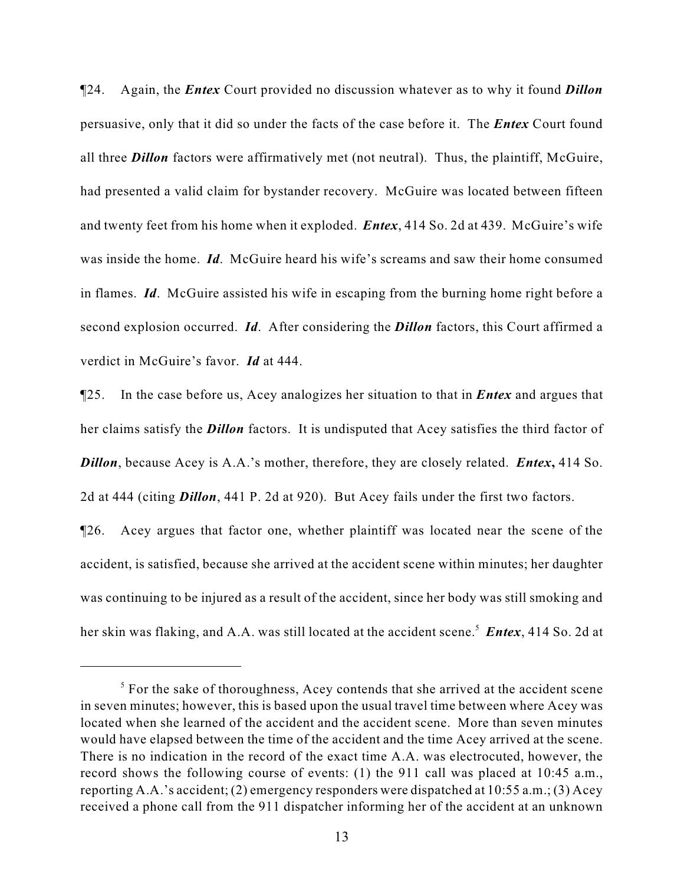¶24. Again, the ***Entex*** Court provided no discussion whatever as to why it found ***Dillon*** persuasive, only that it did so under the facts of the case before it. The ***Entex*** Court found all three ***Dillon*** factors were affirmatively met (not neutral). Thus, the plaintiff, McGuire, had presented a valid claim for bystander recovery. McGuire was located between fifteen and twenty feet from his home when it exploded. ***Entex***, 414 So. 2d at 439. McGuire's wife was inside the home. ***Id***. McGuire heard his wife's screams and saw their home consumed in flames. ***Id***. McGuire assisted his wife in escaping from the burning home right before a second explosion occurred. ***Id***. After considering the ***Dillon*** factors, this Court affirmed a verdict in McGuire's favor. ***Id*** at 444.

¶25. In the case before us, Acey analogizes her situation to that in ***Entex*** and argues that her claims satisfy the ***Dillon*** factors. It is undisputed that Acey satisfies the third factor of ***Dillon***, because Acey is A.A.'s mother, therefore, they are closely related. ***Entex*****,** 414 So. 2d at 444 (citing ***Dillon***, 441 P. 2d at 920). But Acey fails under the first two factors.

¶26. Acey argues that factor one, whether plaintiff was located near the scene of the accident, is satisfied, because she arrived at the accident scene within minutes; her daughter was continuing to be injured as a result of the accident, since her body was still smoking and her skin was flaking, and A.A. was still located at the accident scene.[5] ***Entex***, 414 So. 2d at

[5] For the sake of thoroughness, Acey contends that she arrived at the accident scene in seven minutes; however, this is based upon the usual travel time between where Acey was located when she learned of the accident and the accident scene. More than seven minutes would have elapsed between the time of the accident and the time Acey arrived at the scene. There is no indication in the record of the exact time A.A. was electrocuted, however, the record shows the following course of events: (1) the 911 call was placed at 10:45 a.m., reporting A.A.'s accident; (2) emergency responders were dispatched at 10:55 a.m.; (3) Acey received a phone call from the 911 dispatcher informing her of the accident at an unknown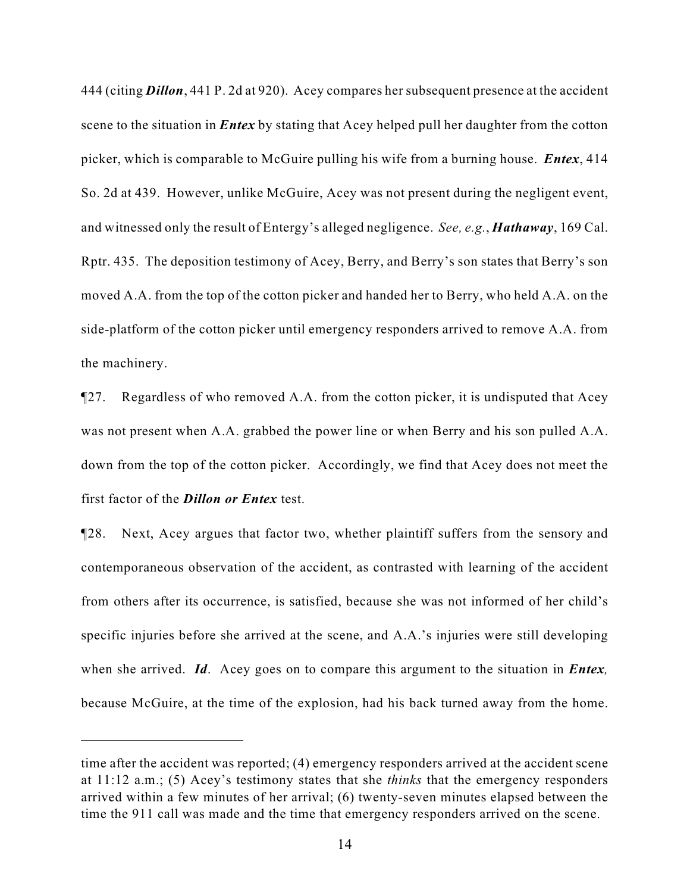444 (citing ***Dillon***, 441 P. 2d at 920). Acey compares her subsequent presence at the accident scene to the situation in ***Entex*** by stating that Acey helped pull her daughter from the cotton picker, which is comparable to McGuire pulling his wife from a burning house. ***Entex***, 414 So. 2d at 439. However, unlike McGuire, Acey was not present during the negligent event, and witnessed only the result of Entergy's alleged negligence. *See, e.g.*, ***Hathaway***, 169 Cal. Rptr. 435. The deposition testimony of Acey, Berry, and Berry's son states that Berry's son moved A.A. from the top of the cotton picker and handed her to Berry, who held A.A. on the side-platform of the cotton picker until emergency responders arrived to remove A.A. from the machinery.

¶27. Regardless of who removed A.A. from the cotton picker, it is undisputed that Acey was not present when A.A. grabbed the power line or when Berry and his son pulled A.A. down from the top of the cotton picker. Accordingly, we find that Acey does not meet the first factor of the ***Dillon or Entex*** test.

¶28. Next, Acey argues that factor two, whether plaintiff suffers from the sensory and contemporaneous observation of the accident, as contrasted with learning of the accident from others after its occurrence, is satisfied, because she was not informed of her child's specific injuries before she arrived at the scene, and A.A.'s injuries were still developing when she arrived. ***Id***. Acey goes on to compare this argument to the situation in ***Entex,*** because McGuire, at the time of the explosion, had his back turned away from the home.

---

time after the accident was reported; (4) emergency responders arrived at the accident scene at 11:12 a.m.; (5) Acey's testimony states that she *thinks* that the emergency responders arrived within a few minutes of her arrival; (6) twenty-seven minutes elapsed between the time the 911 call was made and the time that emergency responders arrived on the scene.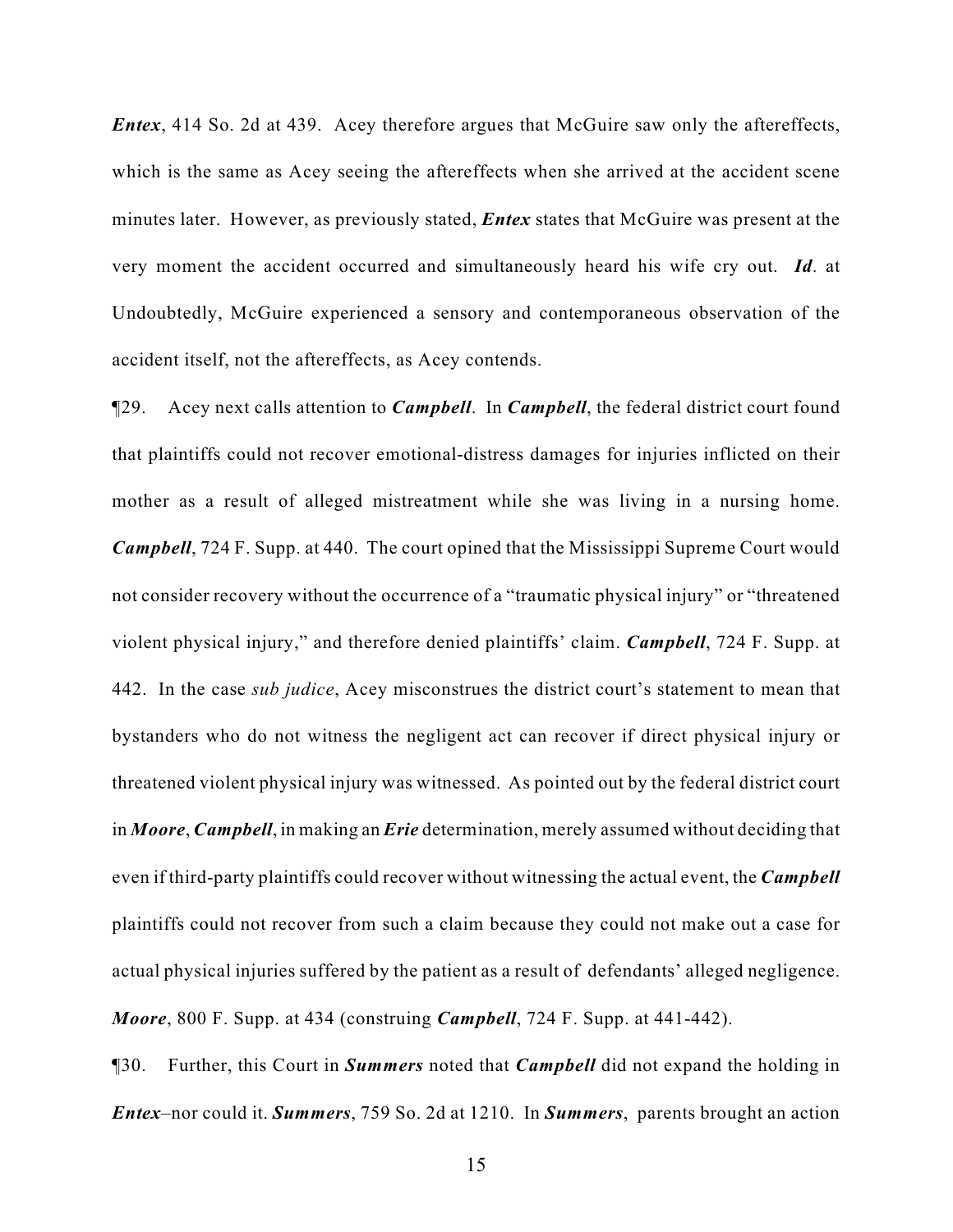***Entex***, 414 So. 2d at 439. Acey therefore argues that McGuire saw only the aftereffects, which is the same as Acey seeing the aftereffects when she arrived at the accident scene minutes later. However, as previously stated, ***Entex*** states that McGuire was present at the very moment the accident occurred and simultaneously heard his wife cry out. ***Id***. at Undoubtedly, McGuire experienced a sensory and contemporaneous observation of the accident itself, not the aftereffects, as Acey contends.

¶29. Acey next calls attention to ***Campbell***. In ***Campbell***, the federal district court found that plaintiffs could not recover emotional-distress damages for injuries inflicted on their mother as a result of alleged mistreatment while she was living in a nursing home. ***Campbell***, 724 F. Supp. at 440. The court opined that the Mississippi Supreme Court would not consider recovery without the occurrence of a "traumatic physical injury" or "threatened violent physical injury," and therefore denied plaintiffs' claim. ***Campbell***, 724 F. Supp. at 442. In the case *sub judice*, Acey misconstrues the district court's statement to mean that bystanders who do not witness the negligent act can recover if direct physical injury or threatened violent physical injury was witnessed. As pointed out by the federal district court in ***Moore***, ***Campbell***, in making an ***Erie*** determination, merely assumed without deciding that even if third-party plaintiffs could recover without witnessing the actual event, the ***Campbell*** plaintiffs could not recover from such a claim because they could not make out a case for actual physical injuries suffered by the patient as a result of defendants' alleged negligence. ***Moore***, 800 F. Supp. at 434 (construing ***Campbell***, 724 F. Supp. at 441-442).

¶30. Further, this Court in ***Summers*** noted that ***Campbell*** did not expand the holding in ***Entex***–nor could it. ***Summers***, 759 So. 2d at 1210. In ***Summers***, parents brought an action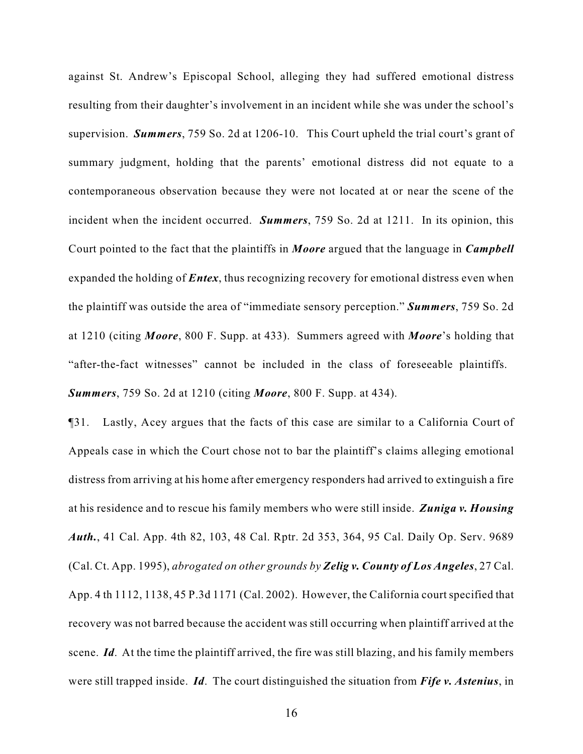against St. Andrew's Episcopal School, alleging they had suffered emotional distress resulting from their daughter's involvement in an incident while she was under the school's supervision. ***Summers***, 759 So. 2d at 1206-10. This Court upheld the trial court's grant of summary judgment, holding that the parents' emotional distress did not equate to a contemporaneous observation because they were not located at or near the scene of the incident when the incident occurred. ***Summers***, 759 So. 2d at 1211. In its opinion, this Court pointed to the fact that the plaintiffs in ***Moore*** argued that the language in ***Campbell*** expanded the holding of ***Entex***, thus recognizing recovery for emotional distress even when the plaintiff was outside the area of "immediate sensory perception." ***Summers***, 759 So. 2d at 1210 (citing ***Moore***, 800 F. Supp. at 433). Summers agreed with ***Moore***'s holding that "after-the-fact witnesses" cannot be included in the class of foreseeable plaintiffs. ***Summers***, 759 So. 2d at 1210 (citing ***Moore***, 800 F. Supp. at 434).

¶31. Lastly, Acey argues that the facts of this case are similar to a California Court of Appeals case in which the Court chose not to bar the plaintiff's claims alleging emotional distress from arriving at his home after emergency responders had arrived to extinguish a fire at his residence and to rescue his family members who were still inside. ***Zuniga v. Housing Auth.***, 41 Cal. App. 4th 82, 103, 48 Cal. Rptr. 2d 353, 364, 95 Cal. Daily Op. Serv. 9689 (Cal. Ct. App. 1995), *abrogated on other grounds by* ***Zelig v. County of Los Angeles***, 27 Cal. App. 4 th 1112, 1138, 45 P.3d 1171 (Cal. 2002). However, the California court specified that recovery was not barred because the accident was still occurring when plaintiff arrived at the scene. ***Id***. At the time the plaintiff arrived, the fire was still blazing, and his family members were still trapped inside. ***Id***. The court distinguished the situation from ***Fife v. Astenius***, in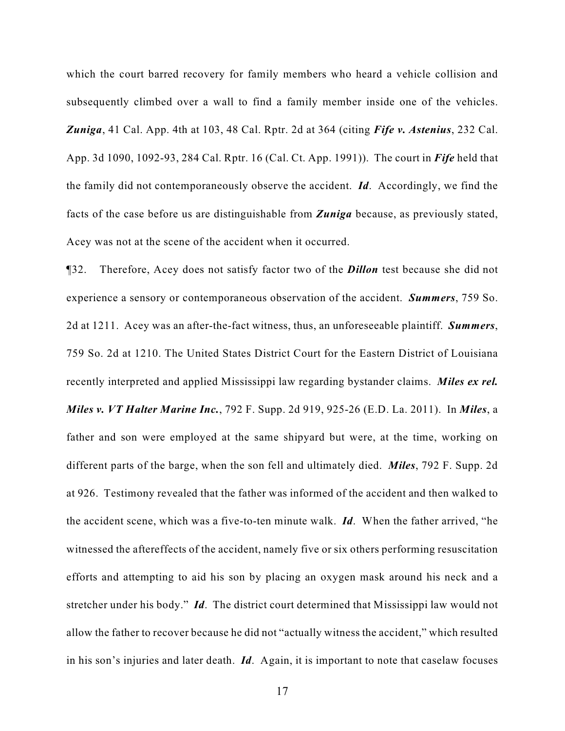which the court barred recovery for family members who heard a vehicle collision and subsequently climbed over a wall to find a family member inside one of the vehicles. ***Zuniga***, 41 Cal. App. 4th at 103, 48 Cal. Rptr. 2d at 364 (citing ***Fife v. Astenius***, 232 Cal. App. 3d 1090, 1092-93, 284 Cal. Rptr. 16 (Cal. Ct. App. 1991)). The court in ***Fife*** held that the family did not contemporaneously observe the accident. ***Id***. Accordingly, we find the facts of the case before us are distinguishable from ***Zuniga*** because, as previously stated, Acey was not at the scene of the accident when it occurred.

¶32. Therefore, Acey does not satisfy factor two of the ***Dillon*** test because she did not experience a sensory or contemporaneous observation of the accident. ***Summers***, 759 So. 2d at 1211. Acey was an after-the-fact witness, thus, an unforeseeable plaintiff. ***Summers***, 759 So. 2d at 1210. The United States District Court for the Eastern District of Louisiana recently interpreted and applied Mississippi law regarding bystander claims. ***Miles ex rel. Miles v. VT Halter Marine Inc.***, 792 F. Supp. 2d 919, 925-26 (E.D. La. 2011). In ***Miles***, a father and son were employed at the same shipyard but were, at the time, working on different parts of the barge, when the son fell and ultimately died. ***Miles***, 792 F. Supp. 2d at 926. Testimony revealed that the father was informed of the accident and then walked to the accident scene, which was a five-to-ten minute walk. ***Id***. When the father arrived, "he witnessed the aftereffects of the accident, namely five or six others performing resuscitation efforts and attempting to aid his son by placing an oxygen mask around his neck and a stretcher under his body." ***Id***. The district court determined that Mississippi law would not allow the father to recover because he did not "actually witness the accident," which resulted in his son's injuries and later death. ***Id***. Again, it is important to note that caselaw focuses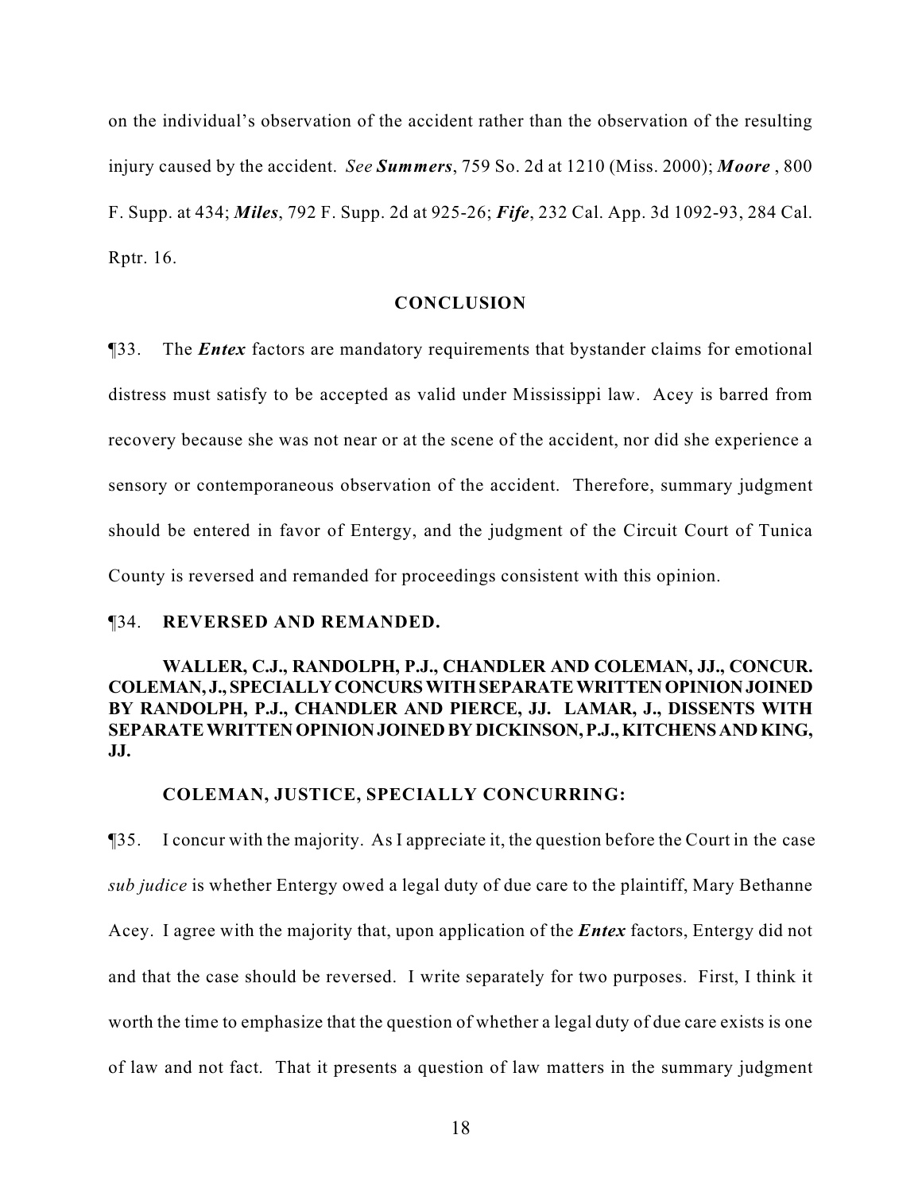on the individual's observation of the accident rather than the observation of the resulting injury caused by the accident. *See* ***Summers***, 759 So. 2d at 1210 (Miss. 2000); ***Moore*** , 800 F. Supp. at 434; ***Miles***, 792 F. Supp. 2d at 925-26; ***Fife***, 232 Cal. App. 3d 1092-93, 284 Cal. Rptr. 16.

**CONCLUSION**

¶33. The ***Entex*** factors are mandatory requirements that bystander claims for emotional distress must satisfy to be accepted as valid under Mississippi law. Acey is barred from recovery because she was not near or at the scene of the accident, nor did she experience a sensory or contemporaneous observation of the accident. Therefore, summary judgment should be entered in favor of Entergy, and the judgment of the Circuit Court of Tunica County is reversed and remanded for proceedings consistent with this opinion.

¶34. **REVERSED AND REMANDED.**

**WALLER, C.J., RANDOLPH, P.J., CHANDLER AND COLEMAN, JJ., CONCUR. COLEMAN, J., SPECIALLY CONCURS WITH SEPARATE WRITTEN OPINION JOINED BY RANDOLPH, P.J., CHANDLER AND PIERCE, JJ. LAMAR, J., DISSENTS WITH SEPARATE WRITTEN OPINION JOINED BY DICKINSON, P.J., KITCHENS AND KING, JJ.**

**COLEMAN, JUSTICE, SPECIALLY CONCURRING:**

¶35. I concur with the majority. As I appreciate it, the question before the Court in the case *sub judice* is whether Entergy owed a legal duty of due care to the plaintiff, Mary Bethanne Acey. I agree with the majority that, upon application of the ***Entex*** factors, Entergy did not and that the case should be reversed. I write separately for two purposes. First, I think it worth the time to emphasize that the question of whether a legal duty of due care exists is one of law and not fact. That it presents a question of law matters in the summary judgment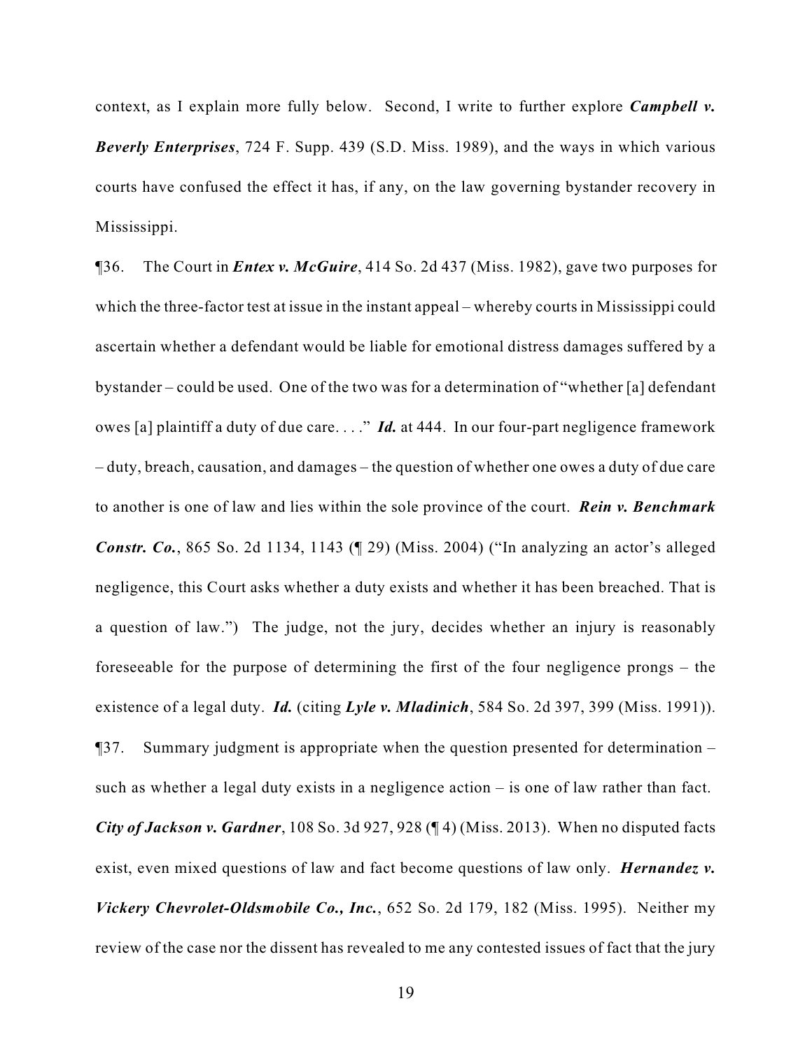context, as I explain more fully below. Second, I write to further explore ***Campbell v. Beverly Enterprises***, 724 F. Supp. 439 (S.D. Miss. 1989), and the ways in which various courts have confused the effect it has, if any, on the law governing bystander recovery in Mississippi.

¶36. The Court in ***Entex v. McGuire***, 414 So. 2d 437 (Miss. 1982), gave two purposes for which the three-factor test at issue in the instant appeal – whereby courts in Mississippi could ascertain whether a defendant would be liable for emotional distress damages suffered by a bystander – could be used. One of the two was for a determination of "whether [a] defendant owes [a] plaintiff a duty of due care. . . ." ***Id.*** at 444. In our four-part negligence framework – duty, breach, causation, and damages – the question of whether one owes a duty of due care to another is one of law and lies within the sole province of the court. ***Rein v. Benchmark Constr. Co.***, 865 So. 2d 1134, 1143 (¶ 29) (Miss. 2004) ("In analyzing an actor's alleged negligence, this Court asks whether a duty exists and whether it has been breached. That is a question of law.") The judge, not the jury, decides whether an injury is reasonably foreseeable for the purpose of determining the first of the four negligence prongs – the existence of a legal duty. ***Id.*** (citing ***Lyle v. Mladinich***, 584 So. 2d 397, 399 (Miss. 1991)).

¶37. Summary judgment is appropriate when the question presented for determination – such as whether a legal duty exists in a negligence action – is one of law rather than fact. ***City of Jackson v. Gardner***, 108 So. 3d 927, 928 (¶ 4) (Miss. 2013). When no disputed facts exist, even mixed questions of law and fact become questions of law only. ***Hernandez v. Vickery Chevrolet-Oldsmobile Co., Inc.***, 652 So. 2d 179, 182 (Miss. 1995). Neither my review of the case nor the dissent has revealed to me any contested issues of fact that the jury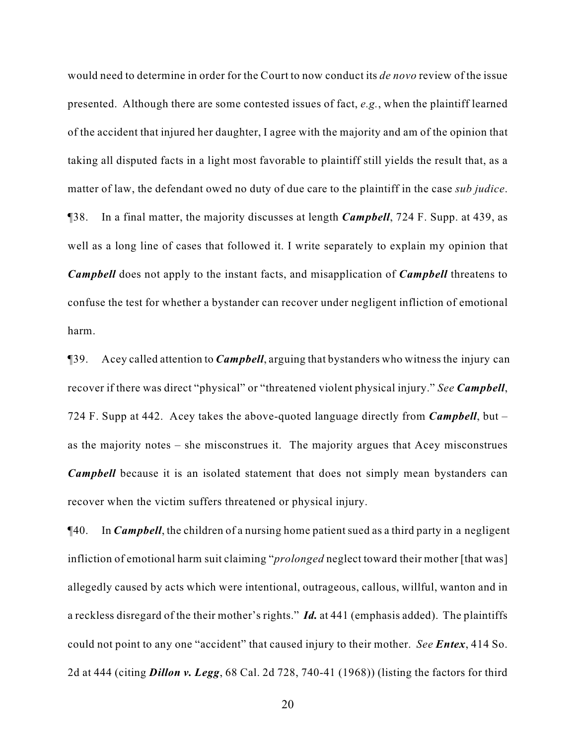would need to determine in order for the Court to now conduct its *de novo* review of the issue presented. Although there are some contested issues of fact, *e.g.*, when the plaintiff learned of the accident that injured her daughter, I agree with the majority and am of the opinion that taking all disputed facts in a light most favorable to plaintiff still yields the result that, as a matter of law, the defendant owed no duty of due care to the plaintiff in the case *sub judice*.

¶38. In a final matter, the majority discusses at length ***Campbell***, 724 F. Supp. at 439, as well as a long line of cases that followed it. I write separately to explain my opinion that ***Campbell*** does not apply to the instant facts, and misapplication of ***Campbell*** threatens to confuse the test for whether a bystander can recover under negligent infliction of emotional harm.

¶39. Acey called attention to ***Campbell***, arguing that bystanders who witness the injury can recover if there was direct "physical" or "threatened violent physical injury." *See* ***Campbell***, 724 F. Supp at 442. Acey takes the above-quoted language directly from ***Campbell***, but – as the majority notes – she misconstrues it. The majority argues that Acey misconstrues ***Campbell*** because it is an isolated statement that does not simply mean bystanders can recover when the victim suffers threatened or physical injury.

¶40. In ***Campbell***, the children of a nursing home patient sued as a third party in a negligent infliction of emotional harm suit claiming "*prolonged* neglect toward their mother [that was] allegedly caused by acts which were intentional, outrageous, callous, willful, wanton and in a reckless disregard of the their mother's rights." ***Id.*** at 441 (emphasis added). The plaintiffs could not point to any one "accident" that caused injury to their mother. *See* ***Entex***, 414 So. 2d at 444 (citing ***Dillon v. Legg***, 68 Cal. 2d 728, 740-41 (1968)) (listing the factors for third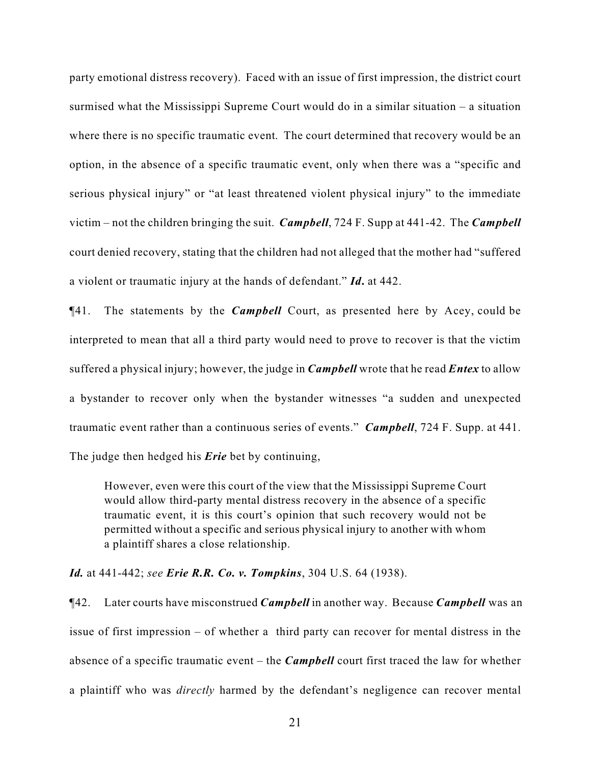party emotional distress recovery). Faced with an issue of first impression, the district court surmised what the Mississippi Supreme Court would do in a similar situation – a situation where there is no specific traumatic event. The court determined that recovery would be an option, in the absence of a specific traumatic event, only when there was a "specific and serious physical injury" or "at least threatened violent physical injury" to the immediate victim – not the children bringing the suit. ***Campbell***, 724 F. Supp at 441-42. The ***Campbell*** court denied recovery, stating that the children had not alleged that the mother had "suffered a violent or traumatic injury at the hands of defendant." ***Id***. at 442.

¶41. The statements by the ***Campbell*** Court, as presented here by Acey, could be interpreted to mean that all a third party would need to prove to recover is that the victim suffered a physical injury; however, the judge in ***Campbell*** wrote that he read ***Entex*** to allow a bystander to recover only when the bystander witnesses "a sudden and unexpected traumatic event rather than a continuous series of events." ***Campbell***, 724 F. Supp. at 441. The judge then hedged his ***Erie*** bet by continuing,

> However, even were this court of the view that the Mississippi Supreme Court would allow third-party mental distress recovery in the absence of a specific traumatic event, it is this court's opinion that such recovery would not be permitted without a specific and serious physical injury to another with whom a plaintiff shares a close relationship.

***Id.*** at 441-442; *see* ***Erie R.R. Co. v. Tompkins***, 304 U.S. 64 (1938).

¶42. Later courts have misconstrued ***Campbell*** in another way. Because ***Campbell*** was an issue of first impression – of whether a third party can recover for mental distress in the absence of a specific traumatic event – the ***Campbell*** court first traced the law for whether a plaintiff who was *directly* harmed by the defendant's negligence can recover mental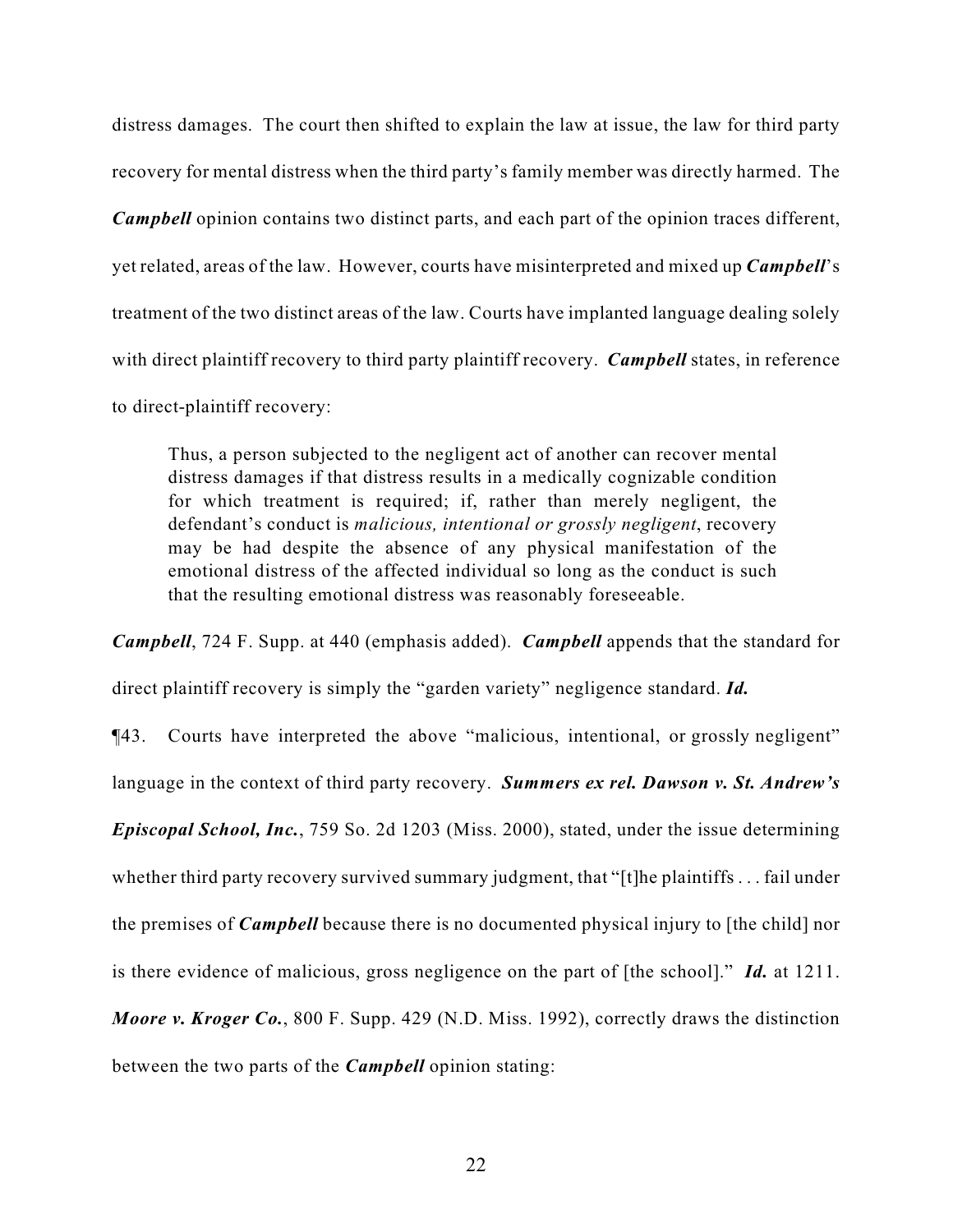distress damages. The court then shifted to explain the law at issue, the law for third party recovery for mental distress when the third party's family member was directly harmed. The ***Campbell*** opinion contains two distinct parts, and each part of the opinion traces different, yet related, areas of the law. However, courts have misinterpreted and mixed up ***Campbell***'s treatment of the two distinct areas of the law. Courts have implanted language dealing solely with direct plaintiff recovery to third party plaintiff recovery. ***Campbell*** states, in reference to direct-plaintiff recovery:

> Thus, a person subjected to the negligent act of another can recover mental distress damages if that distress results in a medically cognizable condition for which treatment is required; if, rather than merely negligent, the defendant's conduct is *malicious, intentional or grossly negligent*, recovery may be had despite the absence of any physical manifestation of the emotional distress of the affected individual so long as the conduct is such that the resulting emotional distress was reasonably foreseeable.

***Campbell***, 724 F. Supp. at 440 (emphasis added). ***Campbell*** appends that the standard for direct plaintiff recovery is simply the "garden variety" negligence standard. ***Id.***

¶43. Courts have interpreted the above "malicious, intentional, or grossly negligent" language in the context of third party recovery. ***Summers ex rel. Dawson v. St. Andrew's Episcopal School, Inc.***, 759 So. 2d 1203 (Miss. 2000), stated, under the issue determining whether third party recovery survived summary judgment, that "[t]he plaintiffs . . . fail under the premises of ***Campbell*** because there is no documented physical injury to [the child] nor is there evidence of malicious, gross negligence on the part of [the school]." ***Id.*** at 1211. ***Moore v. Kroger Co.***, 800 F. Supp. 429 (N.D. Miss. 1992), correctly draws the distinction between the two parts of the ***Campbell*** opinion stating: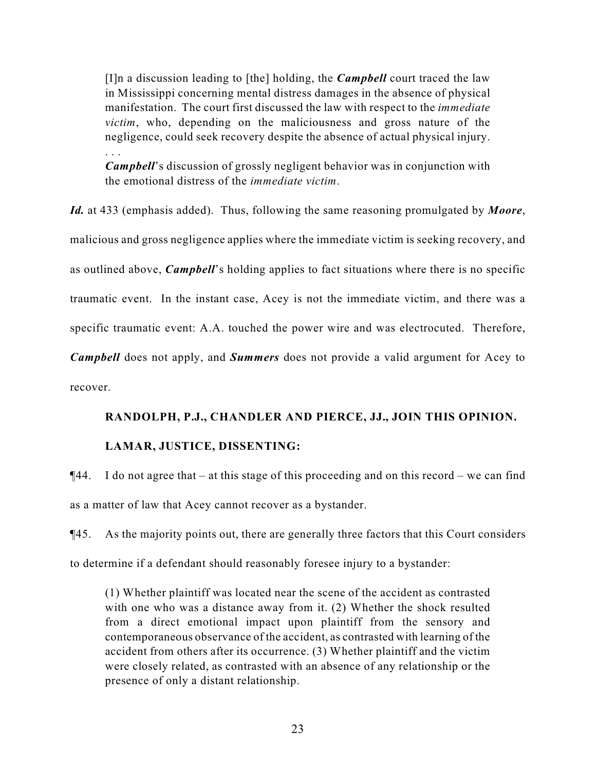> [I]n a discussion leading to [the] holding, the ***Campbell*** court traced the law in Mississippi concerning mental distress damages in the absence of physical manifestation. The court first discussed the law with respect to the *immediate victim*, who, depending on the maliciousness and gross nature of the negligence, could seek recovery despite the absence of actual physical injury.
> . . .
> ***Campbell***'s discussion of grossly negligent behavior was in conjunction with the emotional distress of the *immediate victim*.

***Id.*** at 433 (emphasis added). Thus, following the same reasoning promulgated by ***Moore***, malicious and gross negligence applies where the immediate victim is seeking recovery, and as outlined above, ***Campbell***'s holding applies to fact situations where there is no specific traumatic event. In the instant case, Acey is not the immediate victim, and there was a specific traumatic event: A.A. touched the power wire and was electrocuted. Therefore, ***Campbell*** does not apply, and ***Summers*** does not provide a valid argument for Acey to recover.

**RANDOLPH, P.J., CHANDLER AND PIERCE, JJ., JOIN THIS OPINION.**

**LAMAR, JUSTICE, DISSENTING:**

¶44. I do not agree that – at this stage of this proceeding and on this record – we can find as a matter of law that Acey cannot recover as a bystander.

¶45. As the majority points out, there are generally three factors that this Court considers to determine if a defendant should reasonably foresee injury to a bystander:

> (1) Whether plaintiff was located near the scene of the accident as contrasted with one who was a distance away from it. (2) Whether the shock resulted from a direct emotional impact upon plaintiff from the sensory and contemporaneous observance of the accident, as contrasted with learning of the accident from others after its occurrence. (3) Whether plaintiff and the victim were closely related, as contrasted with an absence of any relationship or the presence of only a distant relationship.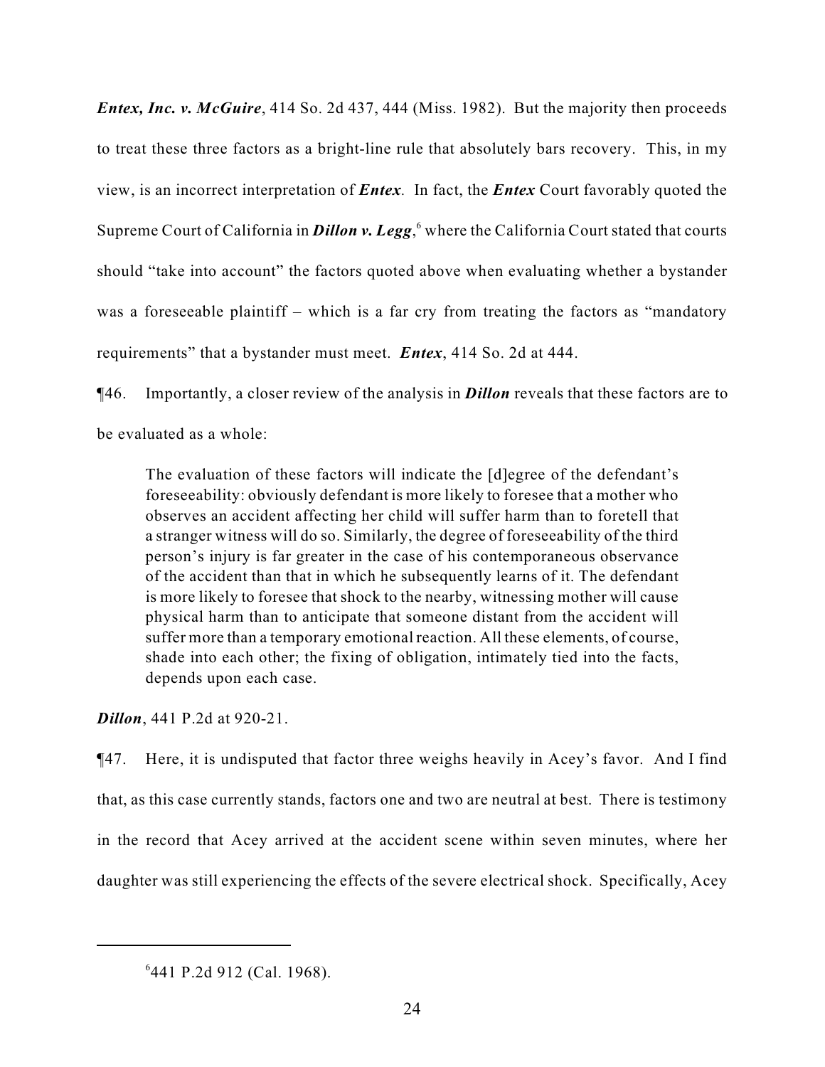***Entex, Inc. v. McGuire***, 414 So. 2d 437, 444 (Miss. 1982). But the majority then proceeds to treat these three factors as a bright-line rule that absolutely bars recovery. This, in my view, is an incorrect interpretation of ***Entex***. In fact, the ***Entex*** Court favorably quoted the Supreme Court of California in ***Dillon v. Legg***,[6] where the California Court stated that courts should "take into account" the factors quoted above when evaluating whether a bystander was a foreseeable plaintiff – which is a far cry from treating the factors as "mandatory requirements" that a bystander must meet. ***Entex***, 414 So. 2d at 444.

¶46. Importantly, a closer review of the analysis in ***Dillon*** reveals that these factors are to be evaluated as a whole:

> The evaluation of these factors will indicate the [d]egree of the defendant's foreseeability: obviously defendant is more likely to foresee that a mother who observes an accident affecting her child will suffer harm than to foretell that a stranger witness will do so. Similarly, the degree of foreseeability of the third person's injury is far greater in the case of his contemporaneous observance of the accident than that in which he subsequently learns of it. The defendant is more likely to foresee that shock to the nearby, witnessing mother will cause physical harm than to anticipate that someone distant from the accident will suffer more than a temporary emotional reaction. All these elements, of course, shade into each other; the fixing of obligation, intimately tied into the facts, depends upon each case.

***Dillon***, 441 P.2d at 920-21.

¶47. Here, it is undisputed that factor three weighs heavily in Acey's favor. And I find that, as this case currently stands, factors one and two are neutral at best. There is testimony in the record that Acey arrived at the accident scene within seven minutes, where her daughter was still experiencing the effects of the severe electrical shock. Specifically, Acey

---

[6] 441 P.2d 912 (Cal. 1968).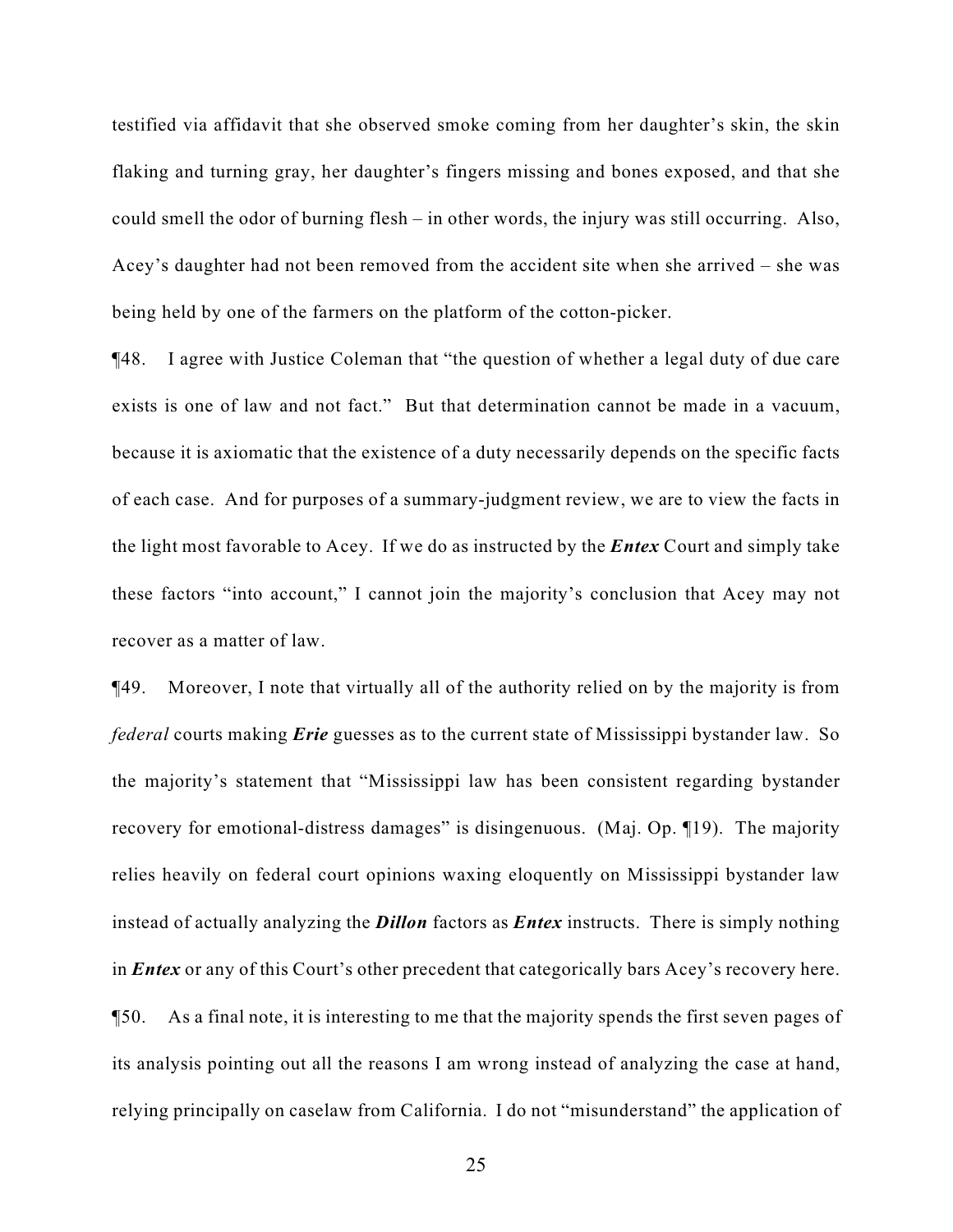testified via affidavit that she observed smoke coming from her daughter's skin, the skin flaking and turning gray, her daughter's fingers missing and bones exposed, and that she could smell the odor of burning flesh – in other words, the injury was still occurring. Also, Acey's daughter had not been removed from the accident site when she arrived – she was being held by one of the farmers on the platform of the cotton-picker.

¶48. I agree with Justice Coleman that "the question of whether a legal duty of due care exists is one of law and not fact." But that determination cannot be made in a vacuum, because it is axiomatic that the existence of a duty necessarily depends on the specific facts of each case. And for purposes of a summary-judgment review, we are to view the facts in the light most favorable to Acey. If we do as instructed by the ***Entex*** Court and simply take these factors "into account," I cannot join the majority's conclusion that Acey may not recover as a matter of law.

¶49. Moreover, I note that virtually all of the authority relied on by the majority is from *federal* courts making ***Erie*** guesses as to the current state of Mississippi bystander law. So the majority's statement that "Mississippi law has been consistent regarding bystander recovery for emotional-distress damages" is disingenuous. (Maj. Op. ¶19). The majority relies heavily on federal court opinions waxing eloquently on Mississippi bystander law instead of actually analyzing the ***Dillon*** factors as ***Entex*** instructs. There is simply nothing in ***Entex*** or any of this Court's other precedent that categorically bars Acey's recovery here.

¶50. As a final note, it is interesting to me that the majority spends the first seven pages of its analysis pointing out all the reasons I am wrong instead of analyzing the case at hand, relying principally on caselaw from California. I do not "misunderstand" the application of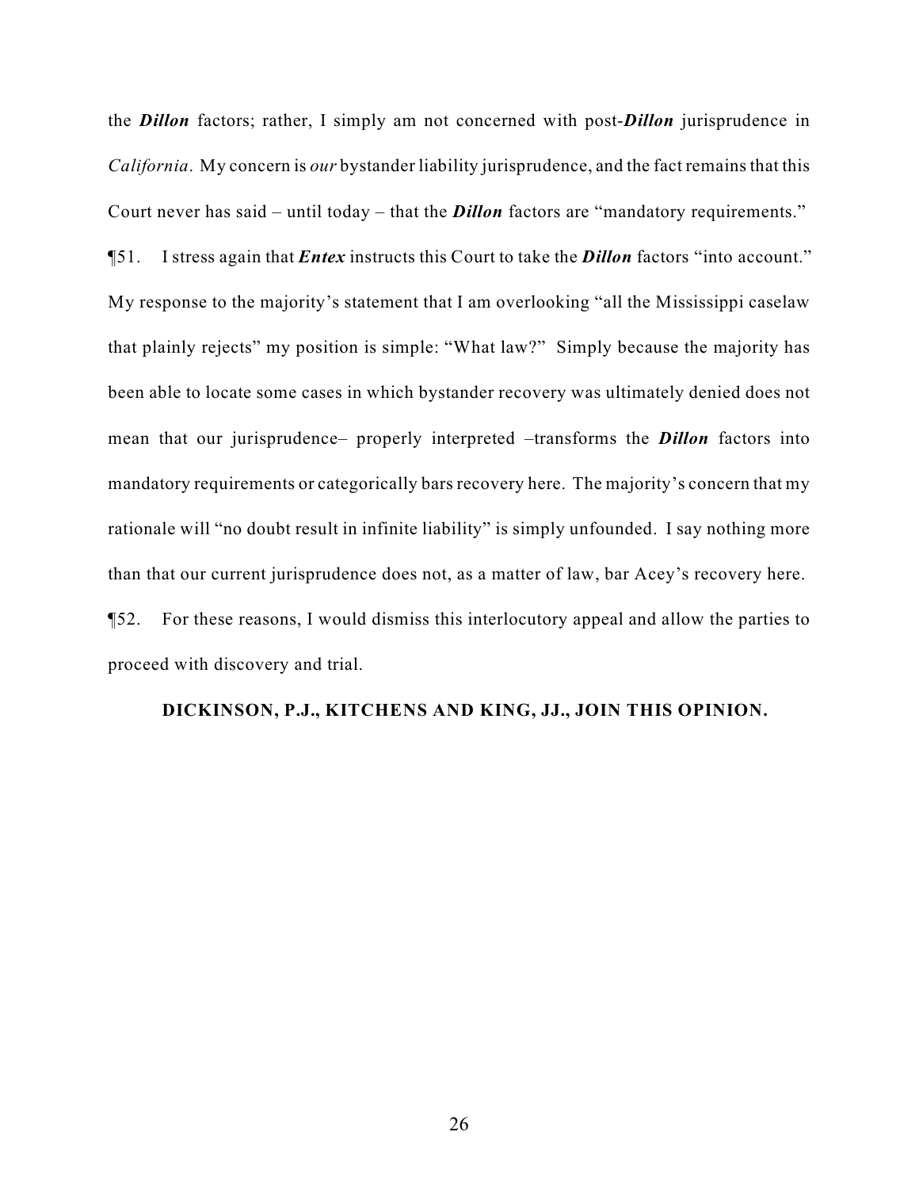the ***Dillon*** factors; rather, I simply am not concerned with post-***Dillon*** jurisprudence in *California*. My concern is *our* bystander liability jurisprudence, and the fact remains that this Court never has said – until today – that the ***Dillon*** factors are "mandatory requirements."

¶51. I stress again that ***Entex*** instructs this Court to take the ***Dillon*** factors "into account." My response to the majority's statement that I am overlooking "all the Mississippi caselaw that plainly rejects" my position is simple: "What law?" Simply because the majority has been able to locate some cases in which bystander recovery was ultimately denied does not mean that our jurisprudence– properly interpreted –transforms the ***Dillon*** factors into mandatory requirements or categorically bars recovery here. The majority's concern that my rationale will "no doubt result in infinite liability" is simply unfounded. I say nothing more than that our current jurisprudence does not, as a matter of law, bar Acey's recovery here.

¶52. For these reasons, I would dismiss this interlocutory appeal and allow the parties to proceed with discovery and trial.

**DICKINSON, P.J., KITCHENS AND KING, JJ., JOIN THIS OPINION.**